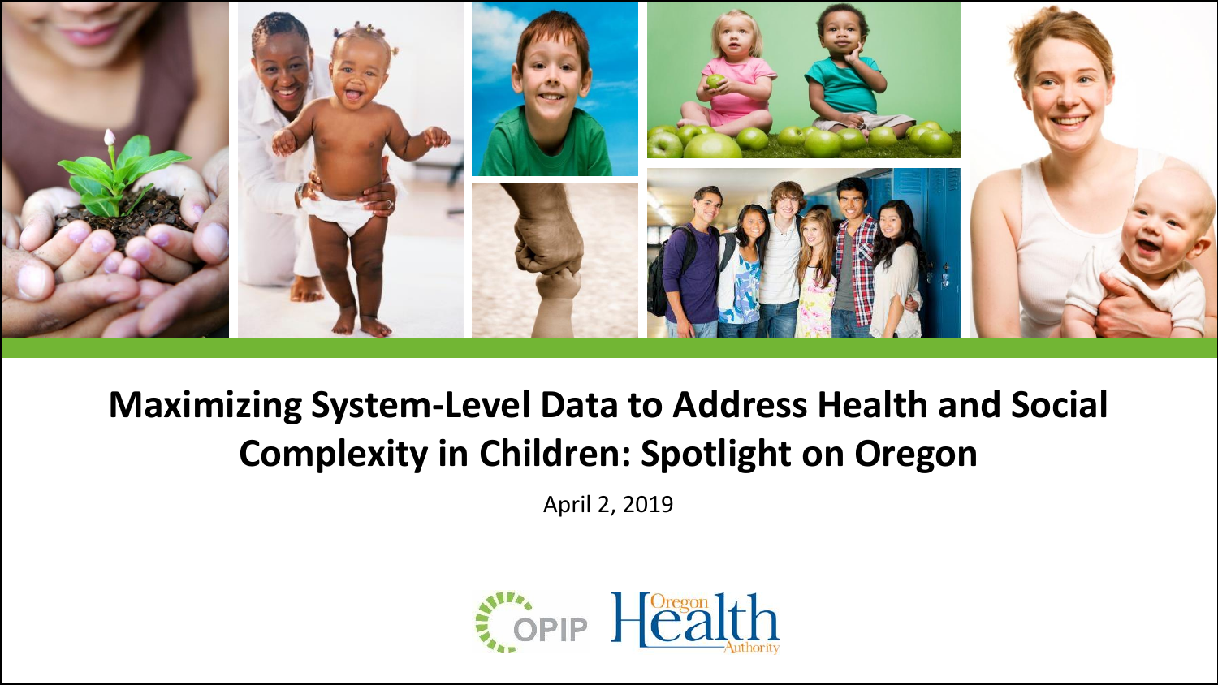# Maximizing System-Level Data to Address Health and Social Complexity in Children: Spotlight on Oregon

April 2, 2019

OPIP Oregon Health Authority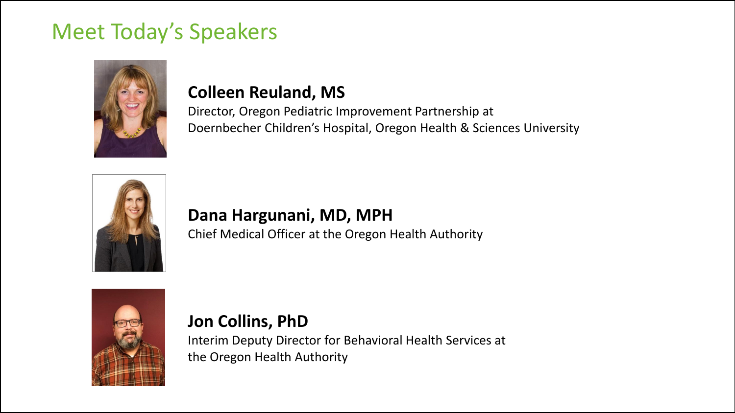# Meet Today's Speakers

**Colleen Reuland, MS**
Director, Oregon Pediatric Improvement Partnership at
Doernbecher Children's Hospital, Oregon Health & Sciences University

**Dana Hargunani, MD, MPH**
Chief Medical Officer at the Oregon Health Authority

**Jon Collins, PhD**
Interim Deputy Director for Behavioral Health Services at
the Oregon Health Authority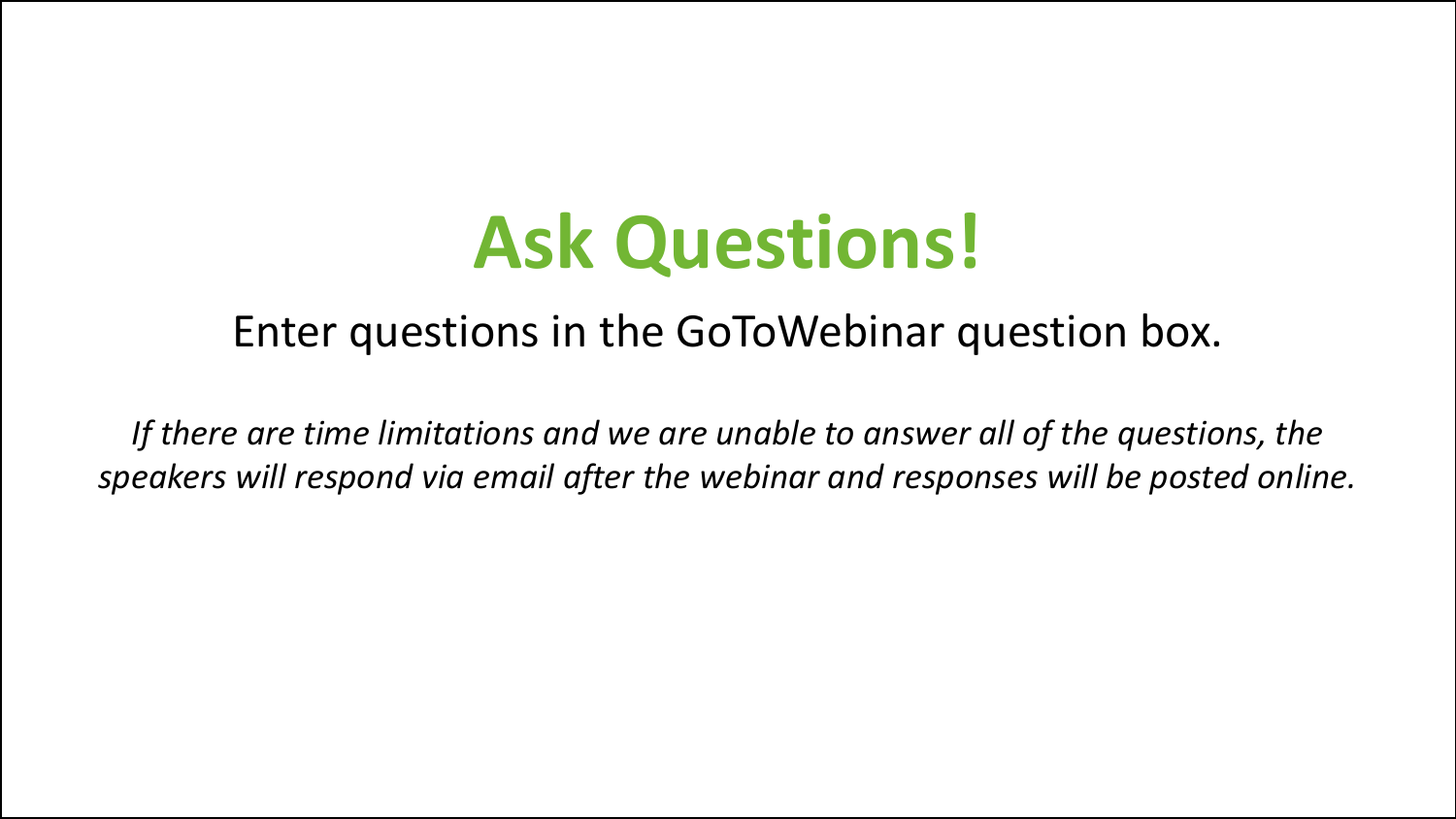# Ask Questions!

Enter questions in the GoToWebinar question box.

*If there are time limitations and we are unable to answer all of the questions, the speakers will respond via email after the webinar and responses will be posted online.*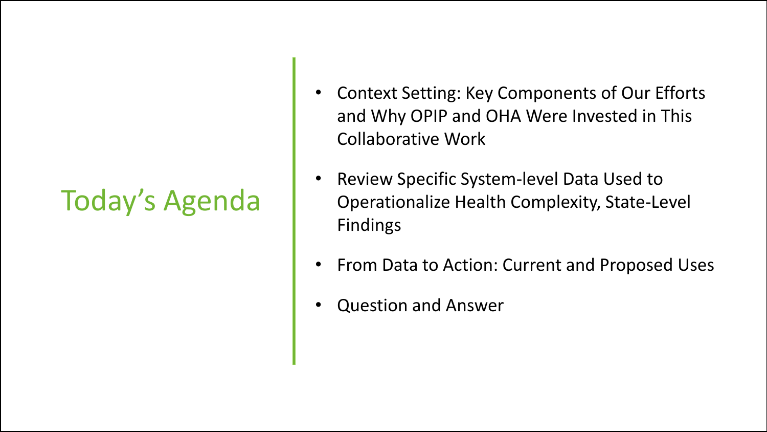# Today's Agenda

- Context Setting: Key Components of Our Efforts and Why OPIP and OHA Were Invested in This Collaborative Work
- Review Specific System-level Data Used to Operationalize Health Complexity, State-Level Findings
- From Data to Action: Current and Proposed Uses
- Question and Answer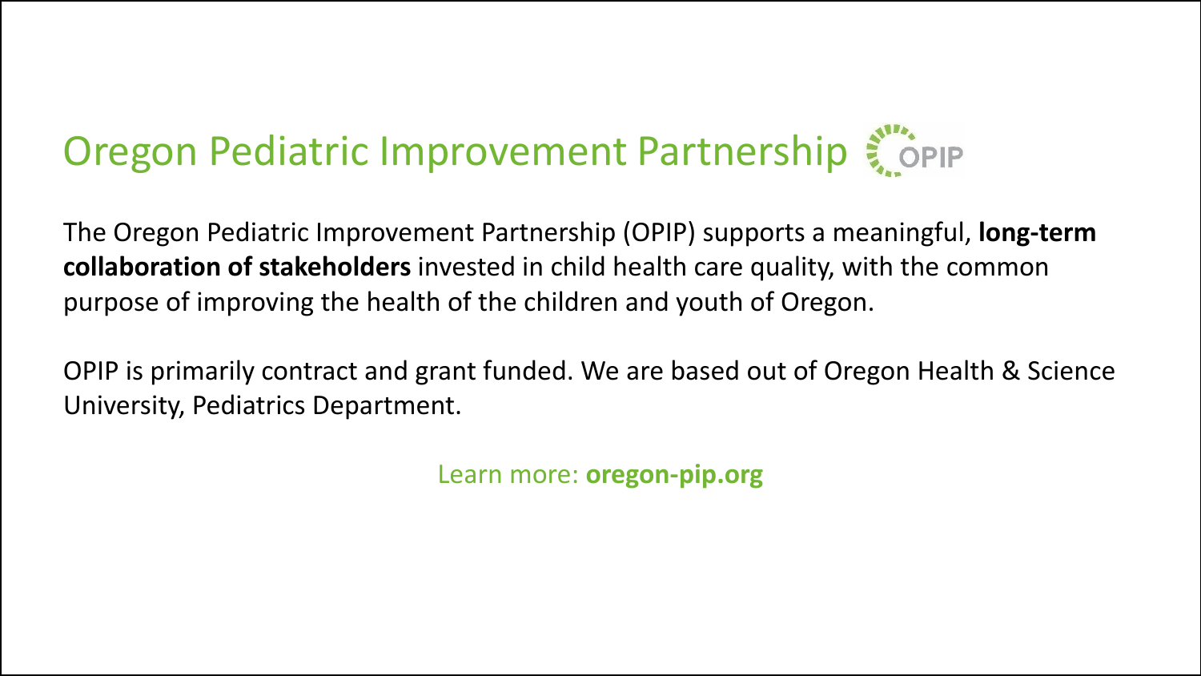# Oregon Pediatric Improvement Partnership

The Oregon Pediatric Improvement Partnership (OPIP) supports a meaningful, **long-term collaboration of stakeholders** invested in child health care quality, with the common purpose of improving the health of the children and youth of Oregon.

OPIP is primarily contract and grant funded. We are based out of Oregon Health & Science University, Pediatrics Department.

Learn more: **oregon-pip.org**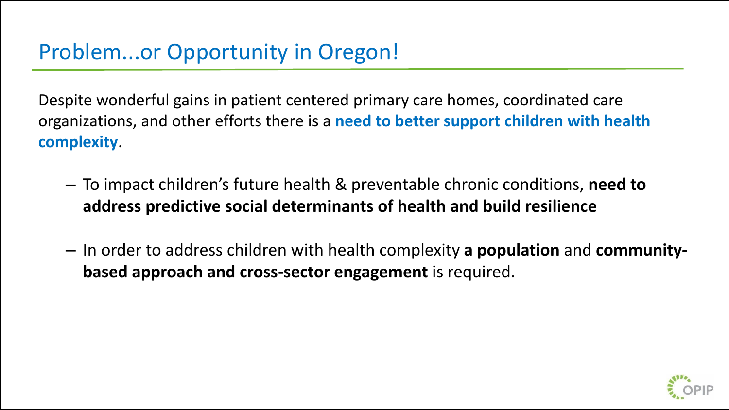# Problem...or Opportunity in Oregon!

Despite wonderful gains in patient centered primary care homes, coordinated care organizations, and other efforts there is a **need to better support children with health complexity**.

- To impact children's future health & preventable chronic conditions, **need to address predictive social determinants of health and build resilience**
- In order to address children with health complexity **a population** and **community-based approach and cross-sector engagement** is required.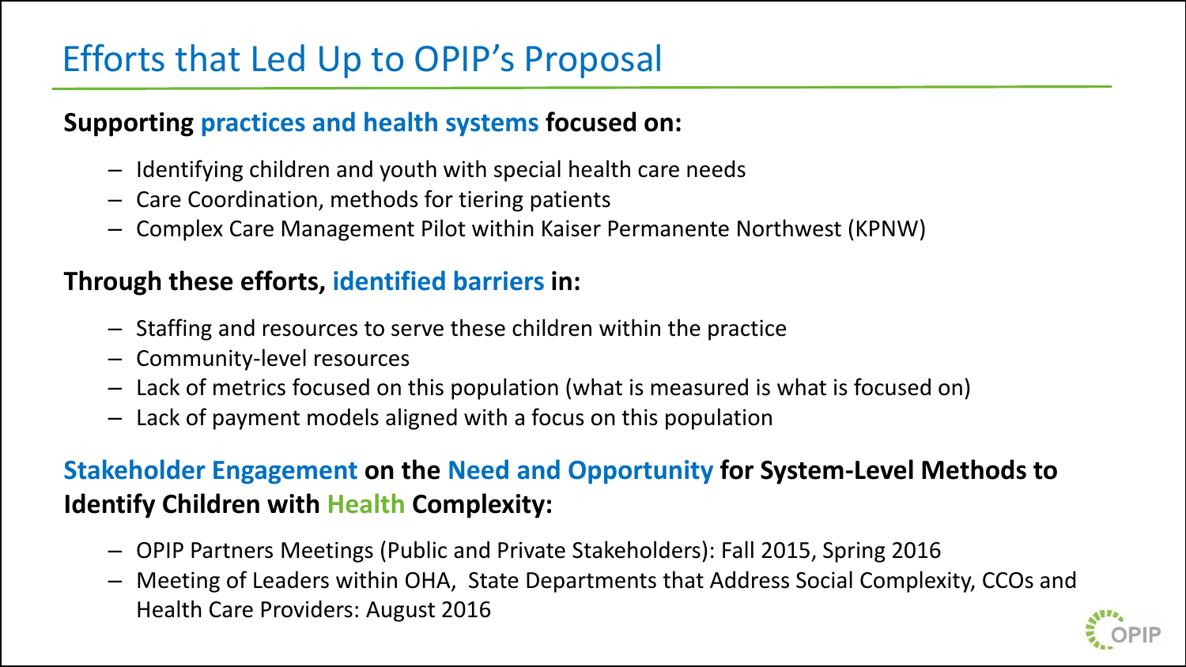# Efforts that Led Up to OPIP's Proposal

**Supporting practices and health systems focused on:**

- Identifying children and youth with special health care needs
- Care Coordination, methods for tiering patients
- Complex Care Management Pilot within Kaiser Permanente Northwest (KPNW)

**Through these efforts, identified barriers in:**

- Staffing and resources to serve these children within the practice
- Community-level resources
- Lack of metrics focused on this population (what is measured is what is focused on)
- Lack of payment models aligned with a focus on this population

**Stakeholder Engagement on the Need and Opportunity for System-Level Methods to Identify Children with Health Complexity:**

- OPIP Partners Meetings (Public and Private Stakeholders): Fall 2015, Spring 2016
- Meeting of Leaders within OHA, State Departments that Address Social Complexity, CCOs and Health Care Providers: August 2016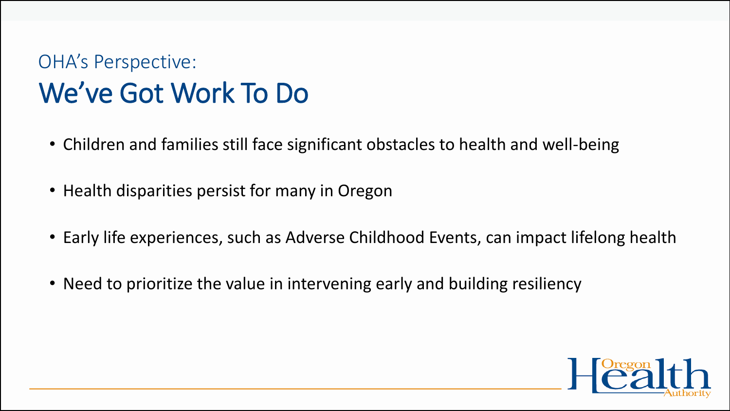OHA's Perspective:

# We've Got Work To Do

- Children and families still face significant obstacles to health and well-being
- Health disparities persist for many in Oregon
- Early life experiences, such as Adverse Childhood Events, can impact lifelong health
- Need to prioritize the value in intervening early and building resiliency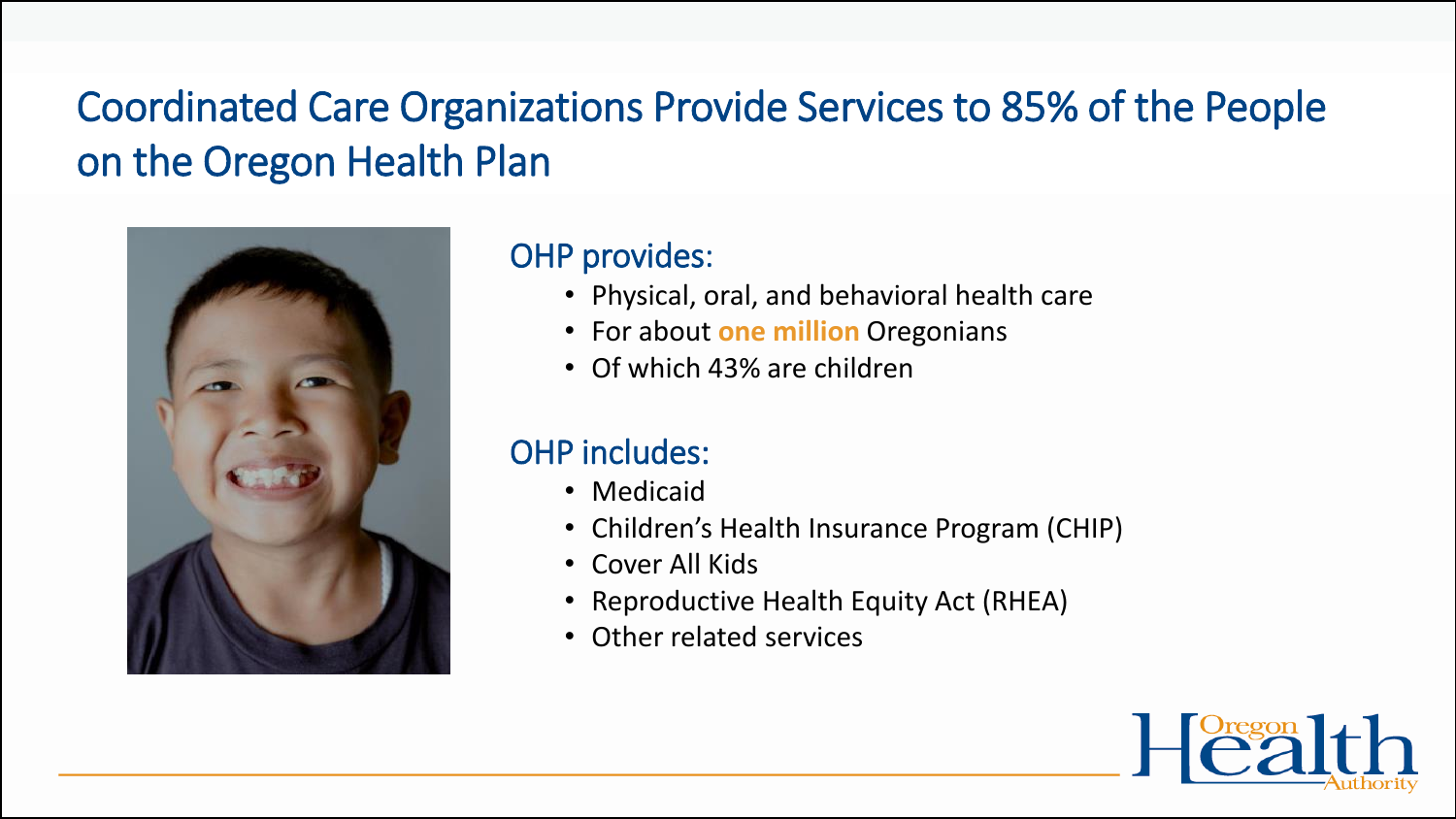# Coordinated Care Organizations Provide Services to 85% of the People on the Oregon Health Plan

## OHP provides:

- Physical, oral, and behavioral health care
- For about **one million** Oregonians
- Of which 43% are children

## OHP includes:

- Medicaid
- Children's Health Insurance Program (CHIP)
- Cover All Kids
- Reproductive Health Equity Act (RHEA)
- Other related services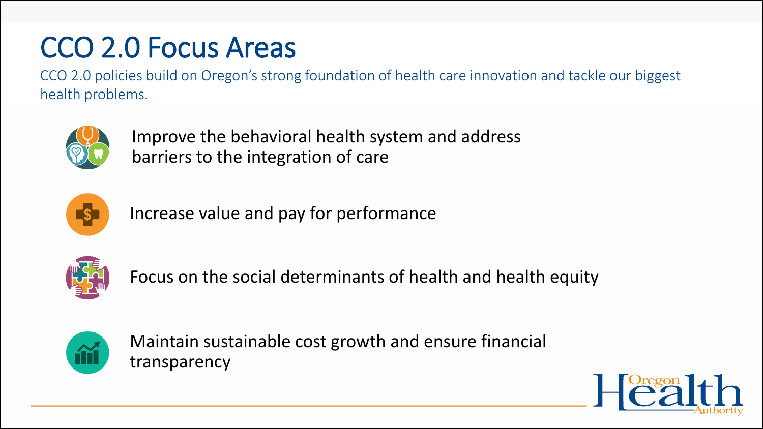# CCO 2.0 Focus Areas

CCO 2.0 policies build on Oregon's strong foundation of health care innovation and tackle our biggest health problems.

- Improve the behavioral health system and address barriers to the integration of care
- Increase value and pay for performance
- Focus on the social determinants of health and health equity
- Maintain sustainable cost growth and ensure financial transparency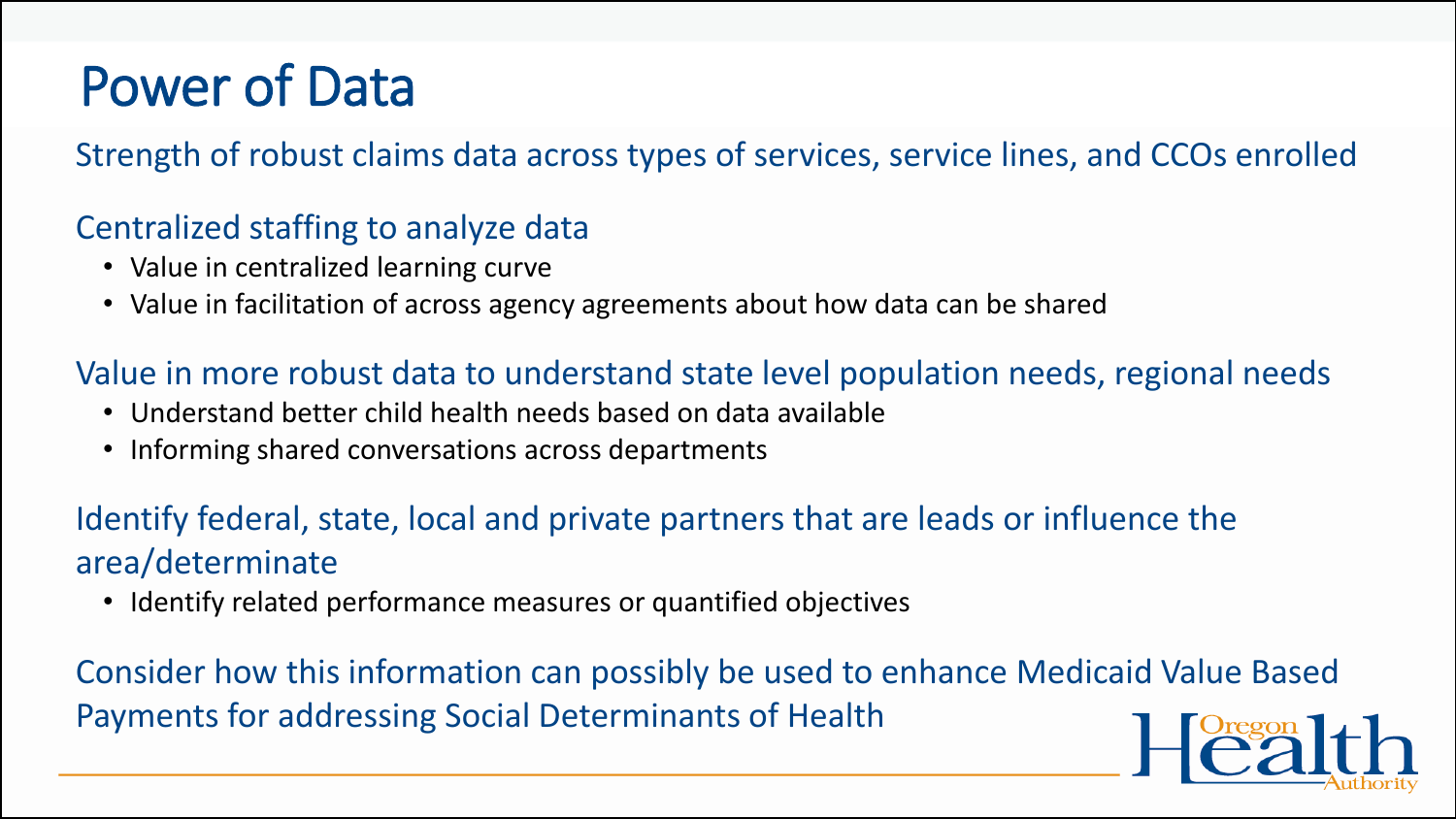# Power of Data

Strength of robust claims data across types of services, service lines, and CCOs enrolled

Centralized staffing to analyze data

- Value in centralized learning curve
- Value in facilitation of across agency agreements about how data can be shared

Value in more robust data to understand state level population needs, regional needs

- Understand better child health needs based on data available
- Informing shared conversations across departments

Identify federal, state, local and private partners that are leads or influence the area/determinate

- Identify related performance measures or quantified objectives

Consider how this information can possibly be used to enhance Medicaid Value Based Payments for addressing Social Determinants of Health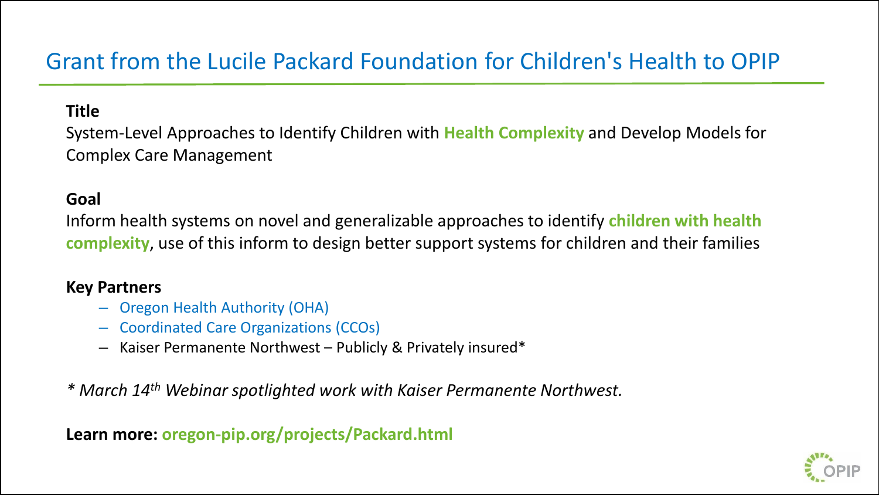# Grant from the Lucile Packard Foundation for Children's Health to OPIP

**Title**

System-Level Approaches to Identify Children with **Health Complexity** and Develop Models for Complex Care Management

**Goal**

Inform health systems on novel and generalizable approaches to identify **children with health complexity**, use of this inform to design better support systems for children and their families

**Key Partners**

- Oregon Health Authority (OHA)
- Coordinated Care Organizations (CCOs)
- Kaiser Permanente Northwest – Publicly & Privately insured*

*\* March 14th Webinar spotlighted work with Kaiser Permanente Northwest.*

**Learn more: oregon-pip.org/projects/Packard.html**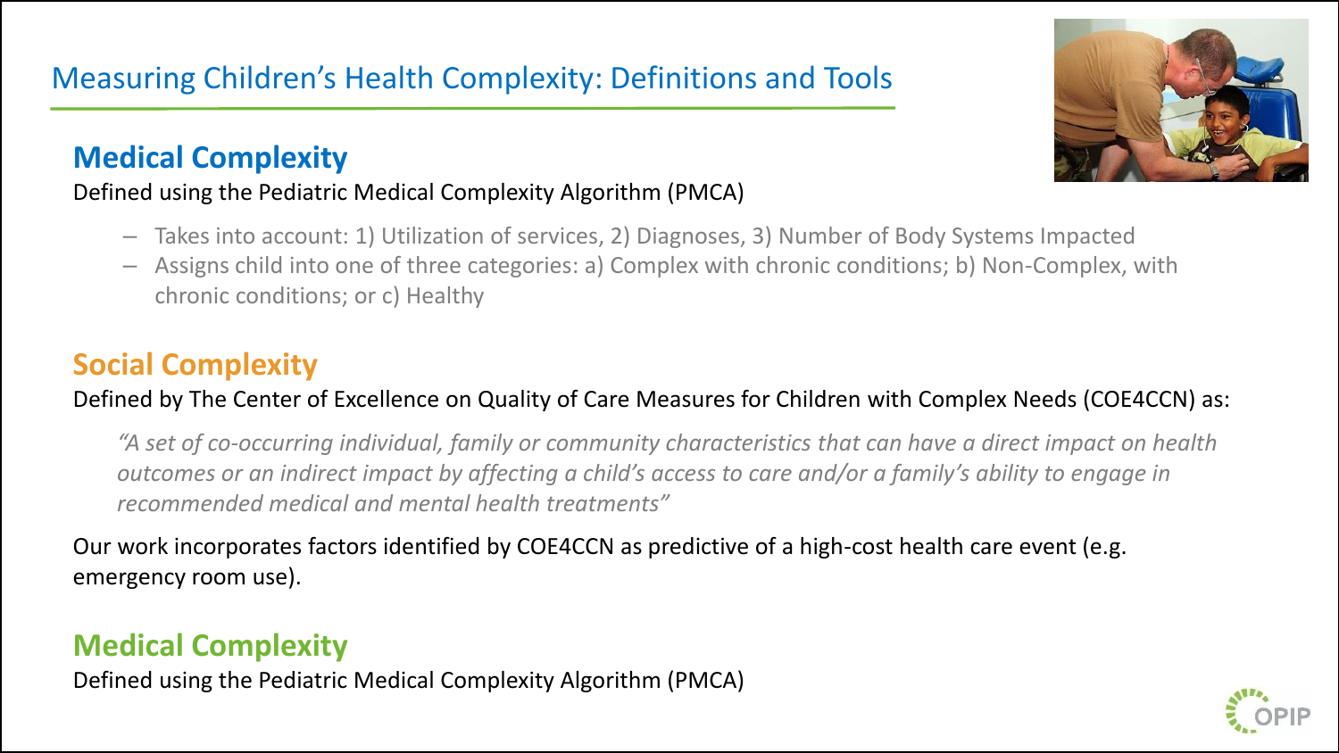# Measuring Children's Health Complexity: Definitions and Tools

## Medical Complexity

Defined using the Pediatric Medical Complexity Algorithm (PMCA)

- Takes into account: 1) Utilization of services, 2) Diagnoses, 3) Number of Body Systems Impacted
- Assigns child into one of three categories: a) Complex with chronic conditions; b) Non-Complex, with chronic conditions; or c) Healthy

## Social Complexity

Defined by The Center of Excellence on Quality of Care Measures for Children with Complex Needs (COE4CCN) as:

*"A set of co-occurring individual, family or community characteristics that can have a direct impact on health outcomes or an indirect impact by affecting a child's access to care and/or a family's ability to engage in recommended medical and mental health treatments"*

Our work incorporates factors identified by COE4CCN as predictive of a high-cost health care event (e.g. emergency room use).

## Medical Complexity

Defined using the Pediatric Medical Complexity Algorithm (PMCA)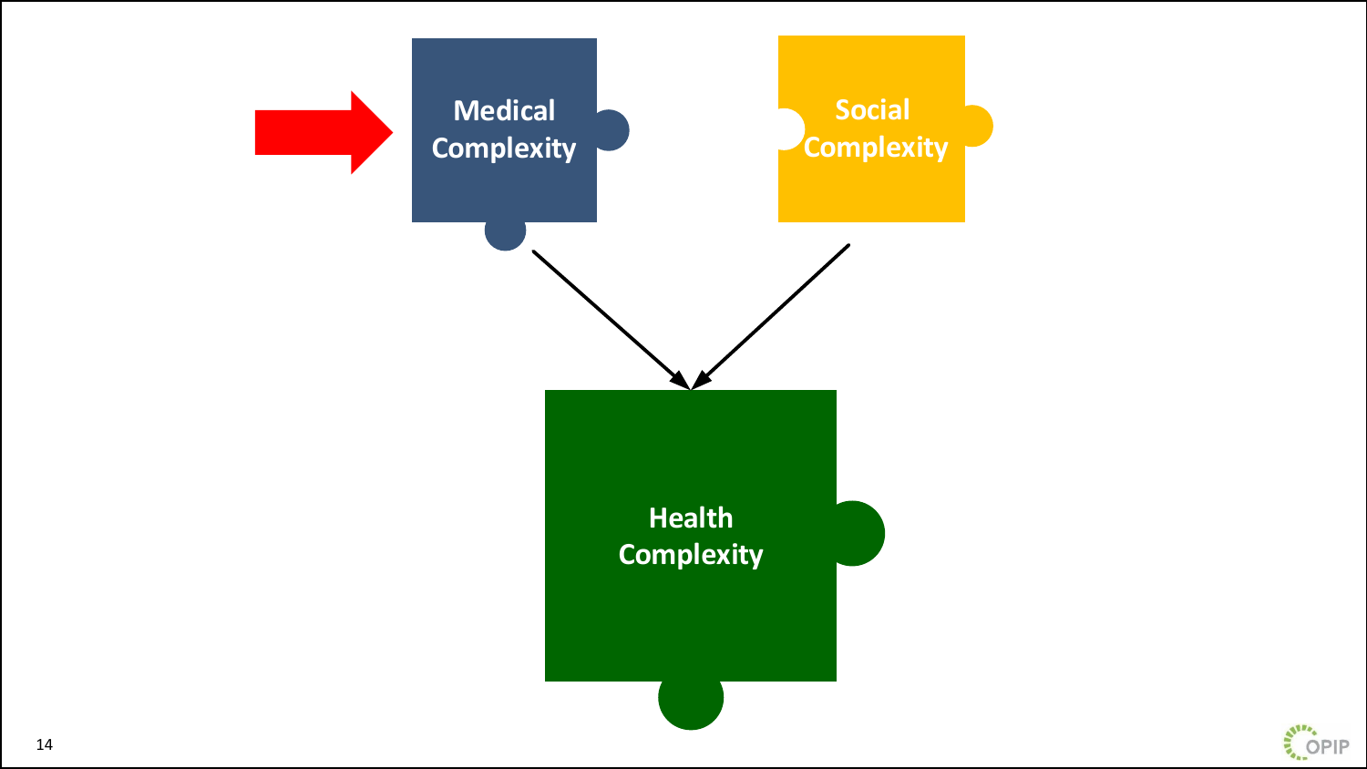Medical Complexity

Social Complexity

Health Complexity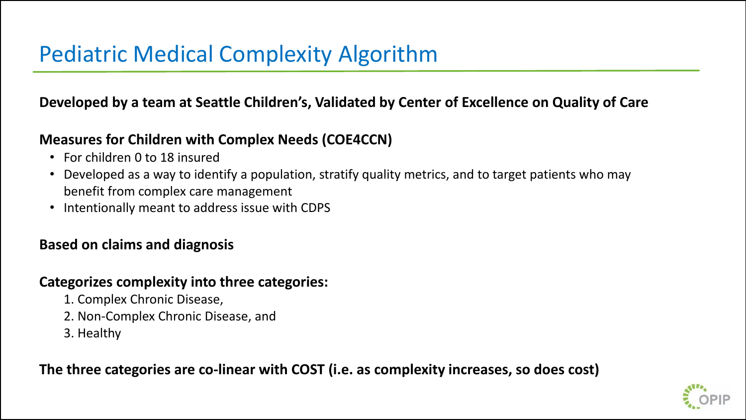# Pediatric Medical Complexity Algorithm

**Developed by a team at Seattle Children's, Validated by Center of Excellence on Quality of Care**

**Measures for Children with Complex Needs (COE4CCN)**

- For children 0 to 18 insured
- Developed as a way to identify a population, stratify quality metrics, and to target patients who may benefit from complex care management
- Intentionally meant to address issue with CDPS

**Based on claims and diagnosis**

**Categorizes complexity into three categories:**

1. Complex Chronic Disease,
2. Non-Complex Chronic Disease, and
3. Healthy

**The three categories are co-linear with COST (i.e. as complexity increases, so does cost)**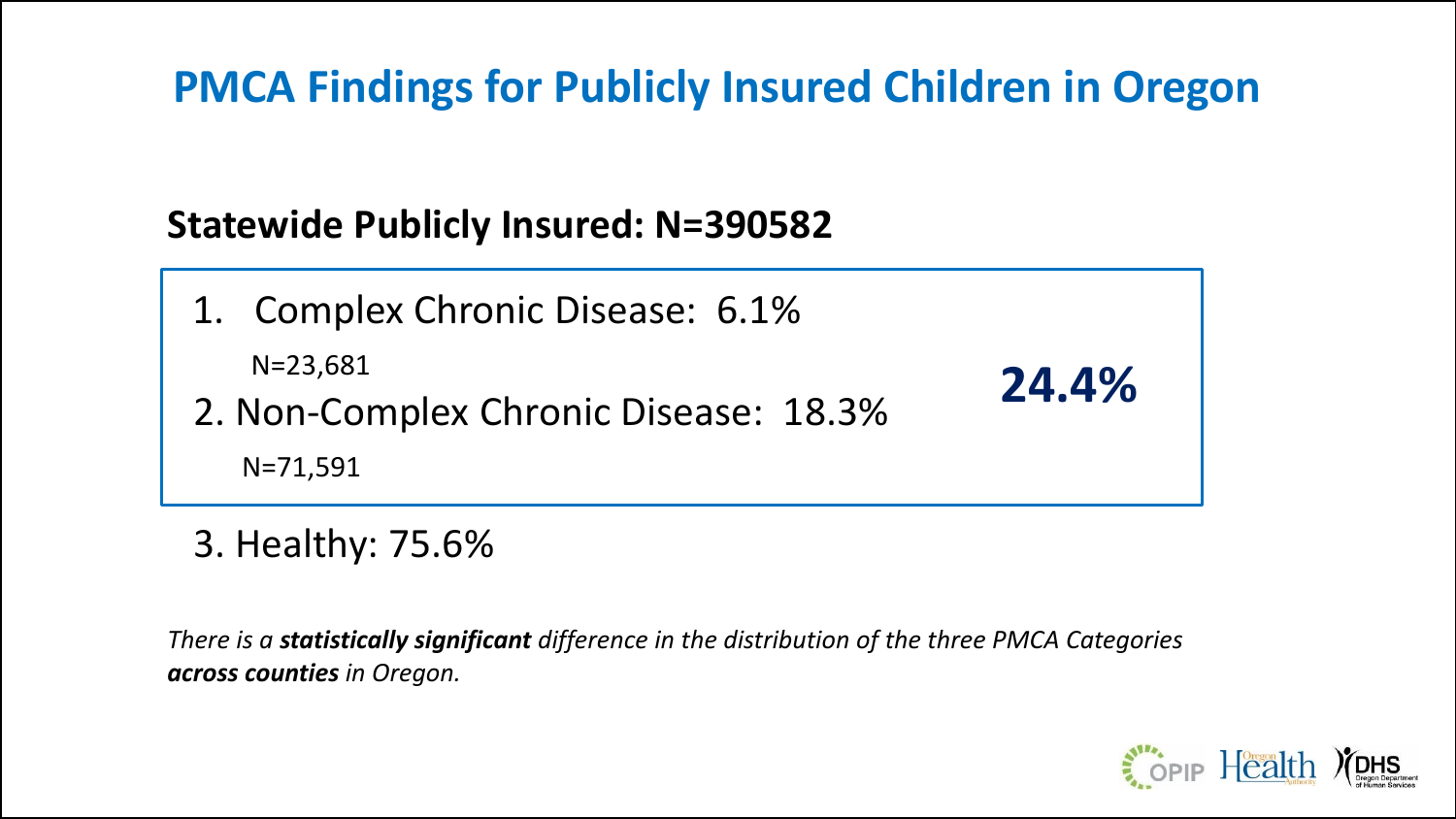# PMCA Findings for Publicly Insured Children in Oregon

## Statewide Publicly Insured: N=390582

1. Complex Chronic Disease: 6.1%
   N=23,681
2. Non-Complex Chronic Disease: 18.3%
   N=71,591

**24.4%**

3. Healthy: 75.6%

*There is a **statistically significant** difference in the distribution of the three PMCA Categories **across counties** in Oregon.*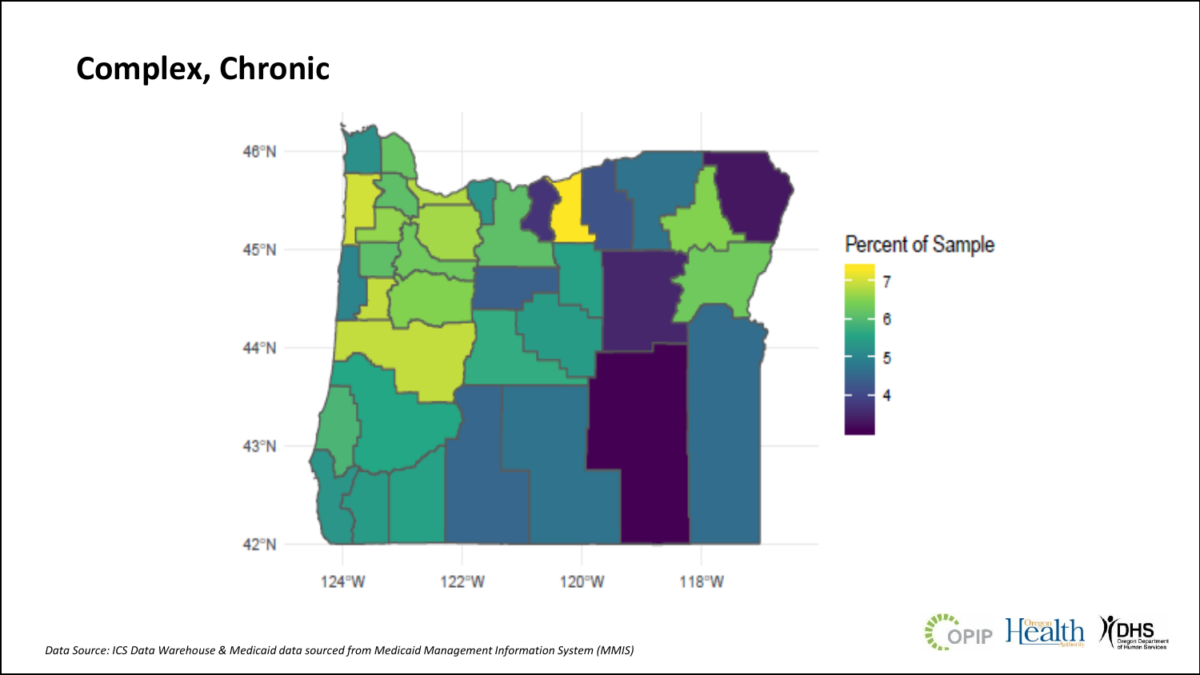# Complex, Chronic

Data Source: ICS Data Warehouse & Medicaid data sourced from Medicaid Management Information System (MMIS)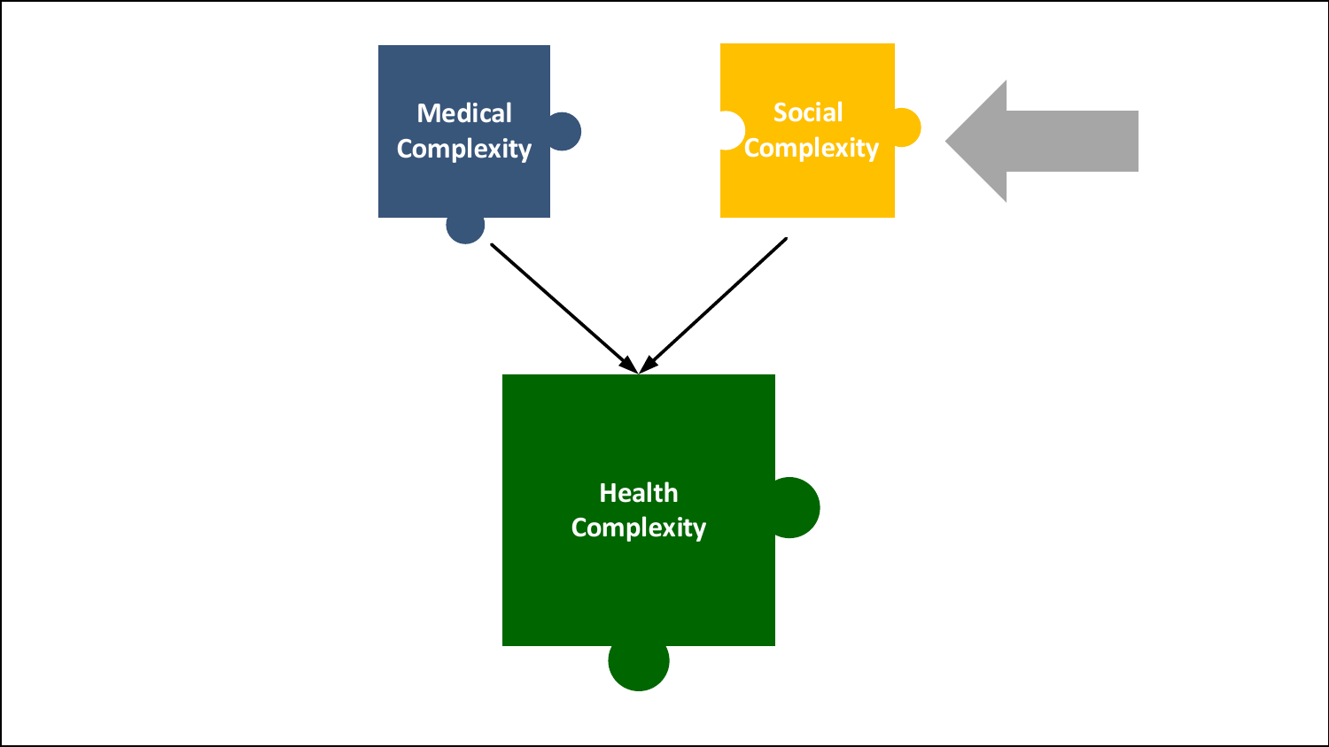Medical Complexity

Social Complexity

Health Complexity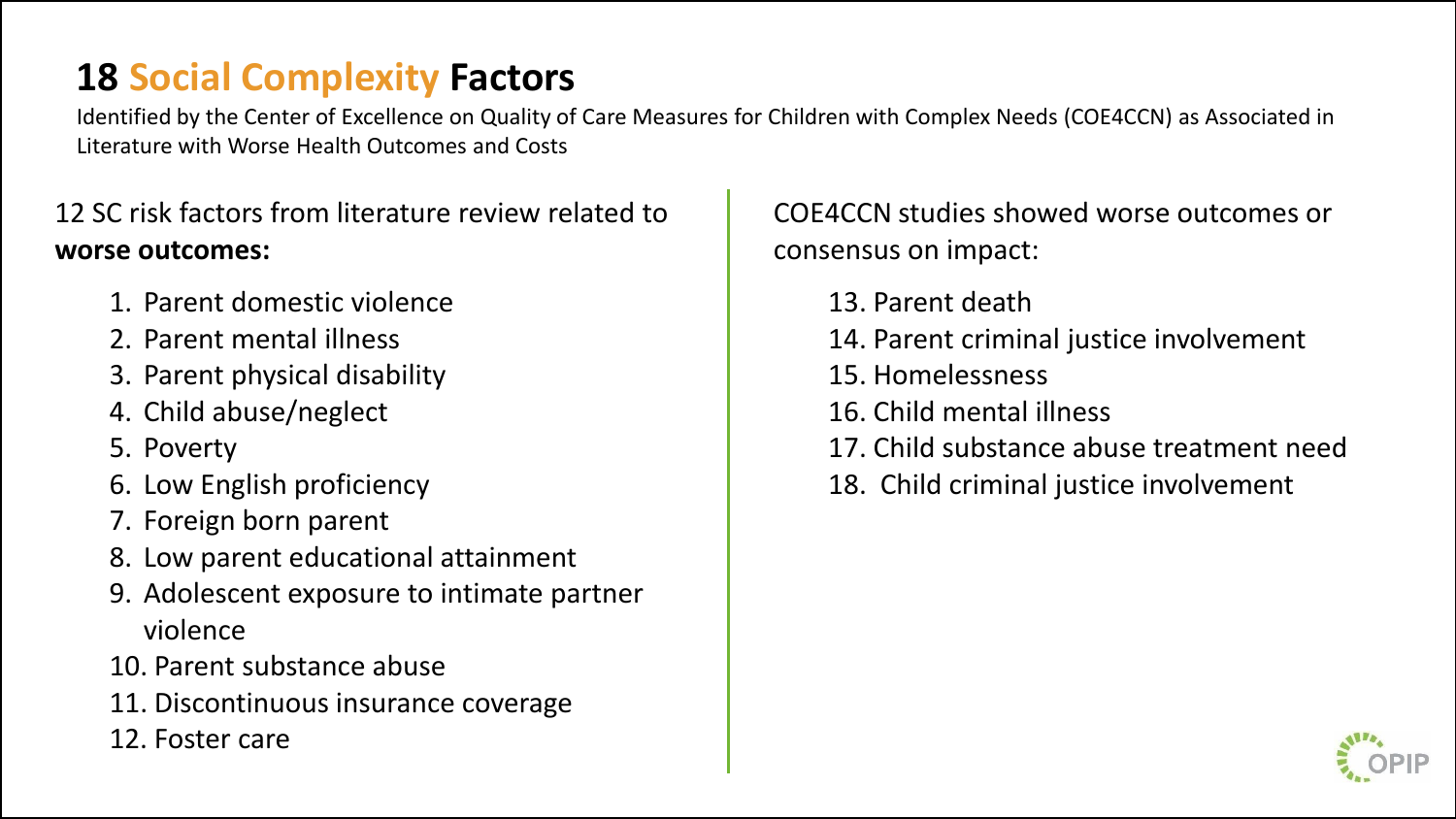# 18 Social Complexity Factors

Identified by the Center of Excellence on Quality of Care Measures for Children with Complex Needs (COE4CCN) as Associated in Literature with Worse Health Outcomes and Costs

12 SC risk factors from literature review related to **worse outcomes:**

1. Parent domestic violence
2. Parent mental illness
3. Parent physical disability
4. Child abuse/neglect
5. Poverty
6. Low English proficiency
7. Foreign born parent
8. Low parent educational attainment
9. Adolescent exposure to intimate partner violence
10. Parent substance abuse
11. Discontinuous insurance coverage
12. Foster care

COE4CCN studies showed worse outcomes or consensus on impact:

13. Parent death
14. Parent criminal justice involvement
15. Homelessness
16. Child mental illness
17. Child substance abuse treatment need
18. Child criminal justice involvement

OPIP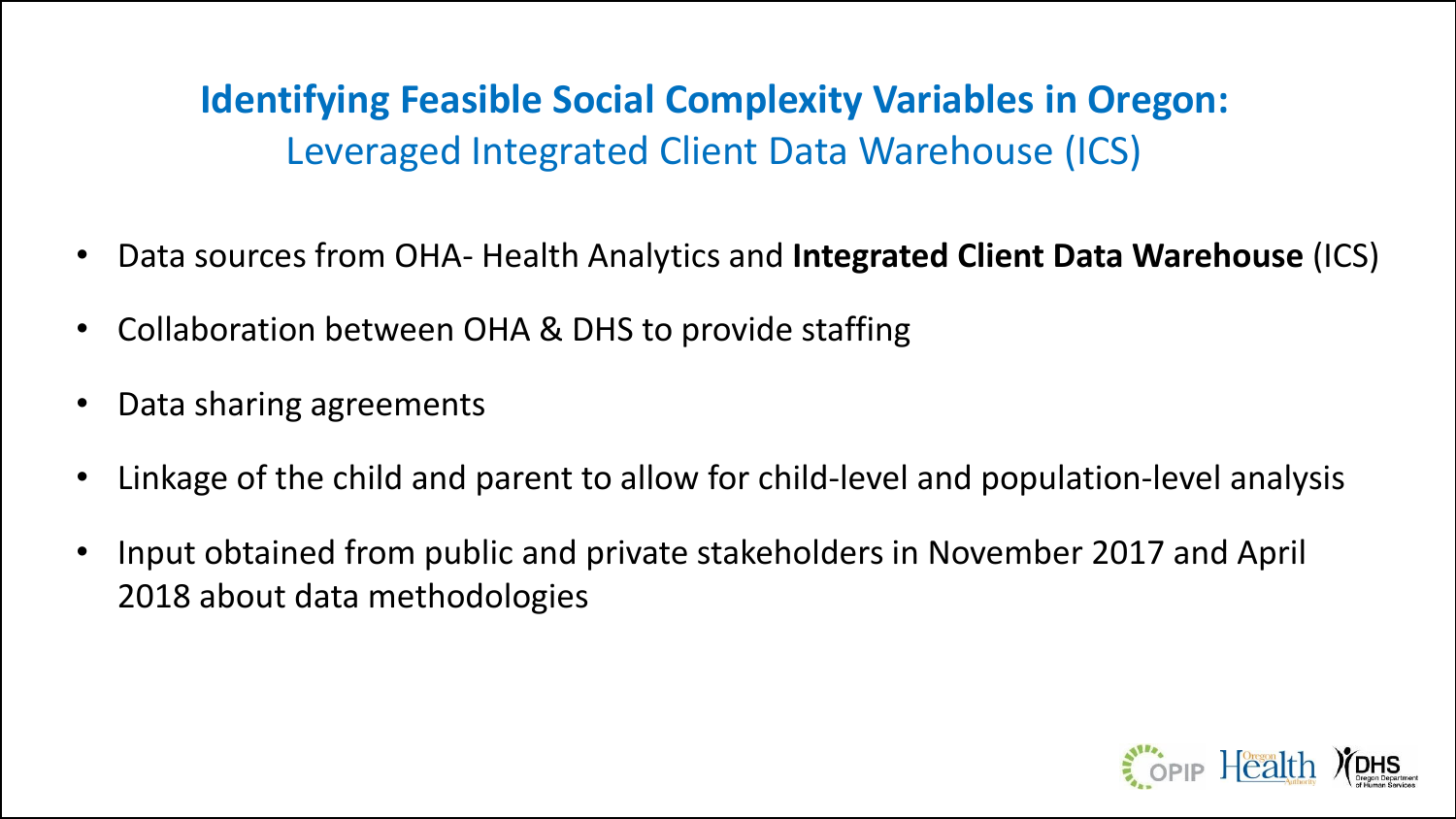## Identifying Feasible Social Complexity Variables in Oregon:
Leveraged Integrated Client Data Warehouse (ICS)

- Data sources from OHA- Health Analytics and **Integrated Client Data Warehouse** (ICS)
- Collaboration between OHA & DHS to provide staffing
- Data sharing agreements
- Linkage of the child and parent to allow for child-level and population-level analysis
- Input obtained from public and private stakeholders in November 2017 and April 2018 about data methodologies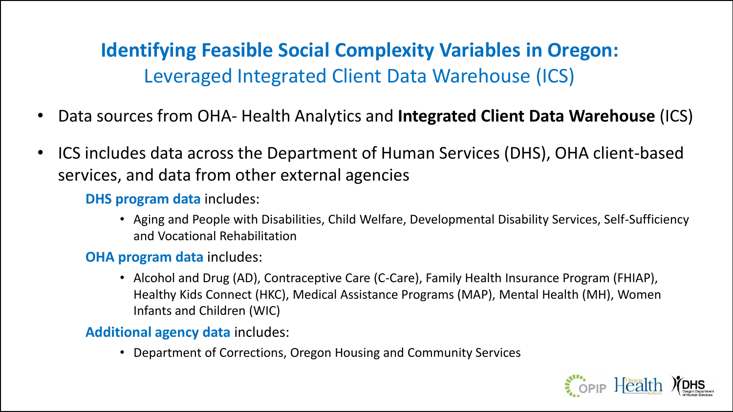# Identifying Feasible Social Complexity Variables in Oregon:

## Leveraged Integrated Client Data Warehouse (ICS)

- Data sources from OHA- Health Analytics and **Integrated Client Data Warehouse** (ICS)
- ICS includes data across the Department of Human Services (DHS), OHA client-based services, and data from other external agencies

  **DHS program data** includes:

  - Aging and People with Disabilities, Child Welfare, Developmental Disability Services, Self-Sufficiency and Vocational Rehabilitation

  **OHA program data** includes:

  - Alcohol and Drug (AD), Contraceptive Care (C-Care), Family Health Insurance Program (FHIAP), Healthy Kids Connect (HKC), Medical Assistance Programs (MAP), Mental Health (MH), Women Infants and Children (WIC)

  **Additional agency data** includes:

  - Department of Corrections, Oregon Housing and Community Services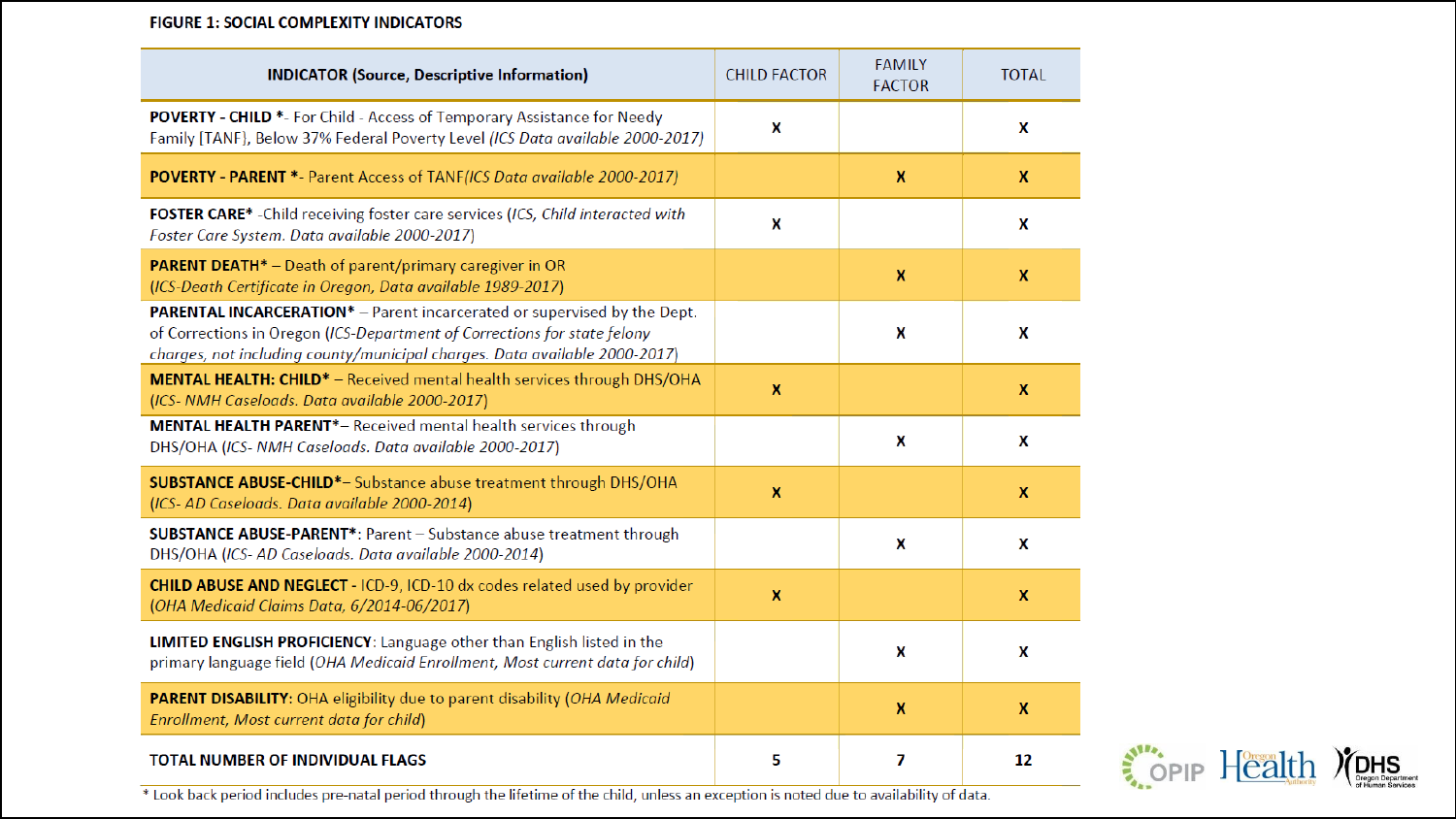**FIGURE 1: SOCIAL COMPLEXITY INDICATORS**

| INDICATOR (Source, Descriptive Information) | CHILD FACTOR | FAMILY FACTOR | TOTAL |
|---|---|---|---|
| **POVERTY - CHILD** *- For Child - Access of Temporary Assistance for Needy Family [TANF], Below 37% Federal Poverty Level *(ICS Data available 2000-2017)* | X | | X |
| **POVERTY - PARENT** *- Parent Access of TANF*(ICS Data available 2000-2017)* | | X | X |
| **FOSTER CARE*** -Child receiving foster care services (*ICS, Child interacted with Foster Care System. Data available 2000-2017*) | X | | X |
| **PARENT DEATH*** – Death of parent/primary caregiver in OR (*ICS-Death Certificate in Oregon, Data available 1989-2017*) | | X | X |
| **PARENTAL INCARCERATION*** – Parent incarcerated or supervised by the Dept. of Corrections in Oregon (*ICS-Department of Corrections for state felony charges, not including county/municipal charges. Data available 2000-2017*) | | X | X |
| **MENTAL HEALTH: CHILD*** – Received mental health services through DHS/OHA (*ICS- NMH Caseloads. Data available 2000-2017*) | X | | X |
| **MENTAL HEALTH PARENT***– Received mental health services through DHS/OHA (*ICS- NMH Caseloads. Data available 2000-2017*) | | X | X |
| **SUBSTANCE ABUSE-CHILD***– Substance abuse treatment through DHS/OHA (*ICS- AD Caseloads. Data available 2000-2014*) | X | | X |
| **SUBSTANCE ABUSE-PARENT***: Parent – Substance abuse treatment through DHS/OHA (*ICS- AD Caseloads. Data available 2000-2014*) | | X | X |
| **CHILD ABUSE AND NEGLECT** - ICD-9, ICD-10 dx codes related used by provider (*OHA Medicaid Claims Data, 6/2014-06/2017*) | X | | X |
| **LIMITED ENGLISH PROFICIENCY**: Language other than English listed in the primary language field (*OHA Medicaid Enrollment, Most current data for child*) | | X | X |
| **PARENT DISABILITY**: OHA eligibility due to parent disability (*OHA Medicaid Enrollment, Most current data for child*) | | X | X |
| **TOTAL NUMBER OF INDIVIDUAL FLAGS** | 5 | 7 | 12 |

\* Look back period includes pre-natal period through the lifetime of the child, unless an exception is noted due to availability of data.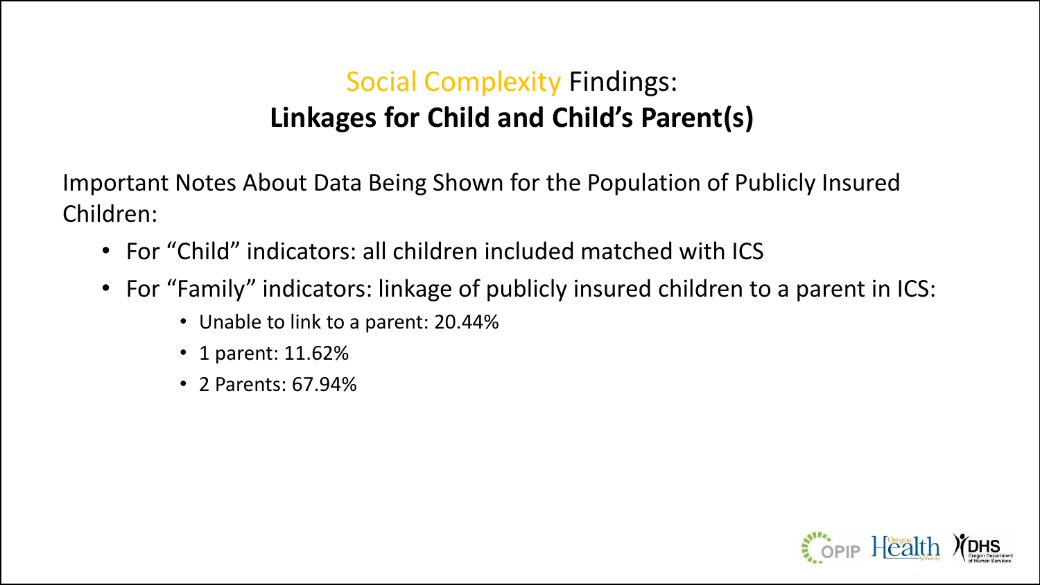# Social Complexity Findings: **Linkages for Child and Child's Parent(s)**

Important Notes About Data Being Shown for the Population of Publicly Insured Children:

- For "Child" indicators: all children included matched with ICS
- For "Family" indicators: linkage of publicly insured children to a parent in ICS:
  - Unable to link to a parent: 20.44%
  - 1 parent: 11.62%
  - 2 Parents: 67.94%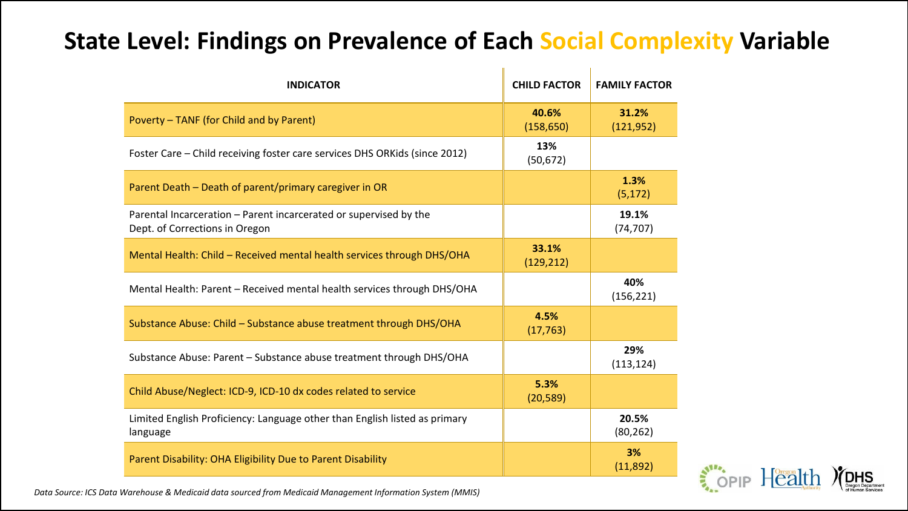# State Level: Findings on Prevalence of Each Social Complexity Variable

| INDICATOR | CHILD FACTOR | FAMILY FACTOR |
|---|---|---|
| Poverty – TANF (for Child and by Parent) | **40.6%** (158,650) | **31.2%** (121,952) |
| Foster Care – Child receiving foster care services DHS ORKids (since 2012) | **13%** (50,672) | |
| Parent Death – Death of parent/primary caregiver in OR | | **1.3%** (5,172) |
| Parental Incarceration – Parent incarcerated or supervised by the Dept. of Corrections in Oregon | | **19.1%** (74,707) |
| Mental Health: Child – Received mental health services through DHS/OHA | **33.1%** (129,212) | |
| Mental Health: Parent – Received mental health services through DHS/OHA | | **40%** (156,221) |
| Substance Abuse: Child – Substance abuse treatment through DHS/OHA | **4.5%** (17,763) | |
| Substance Abuse: Parent – Substance abuse treatment through DHS/OHA | | **29%** (113,124) |
| Child Abuse/Neglect: ICD-9, ICD-10 dx codes related to service | **5.3%** (20,589) | |
| Limited English Proficiency: Language other than English listed as primary language | | **20.5%** (80,262) |
| Parent Disability: OHA Eligibility Due to Parent Disability | | **3%** (11,892) |

*Data Source: ICS Data Warehouse & Medicaid data sourced from Medicaid Management Information System (MMIS)*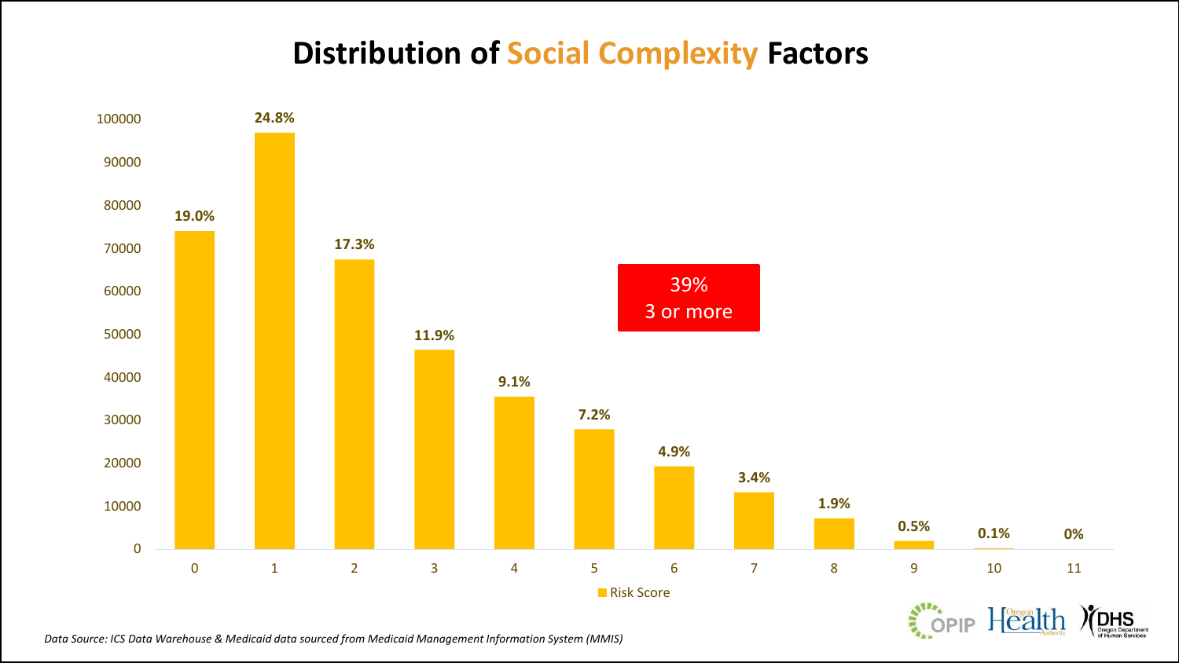# Distribution of Social Complexity Factors

| Risk Score | Percentage |
|---|---|
| 0 | 19.0% |
| 1 | 24.8% |
| 2 | 17.3% |
| 3 | 11.9% |
| 4 | 9.1% |
| 5 | 7.2% |
| 6 | 4.9% |
| 7 | 3.4% |
| 8 | 1.9% |
| 9 | 0.5% |
| 10 | 0.1% |
| 11 | 0% |

39%
3 or more

*Data Source: ICS Data Warehouse & Medicaid data sourced from Medicaid Management Information System (MMIS)*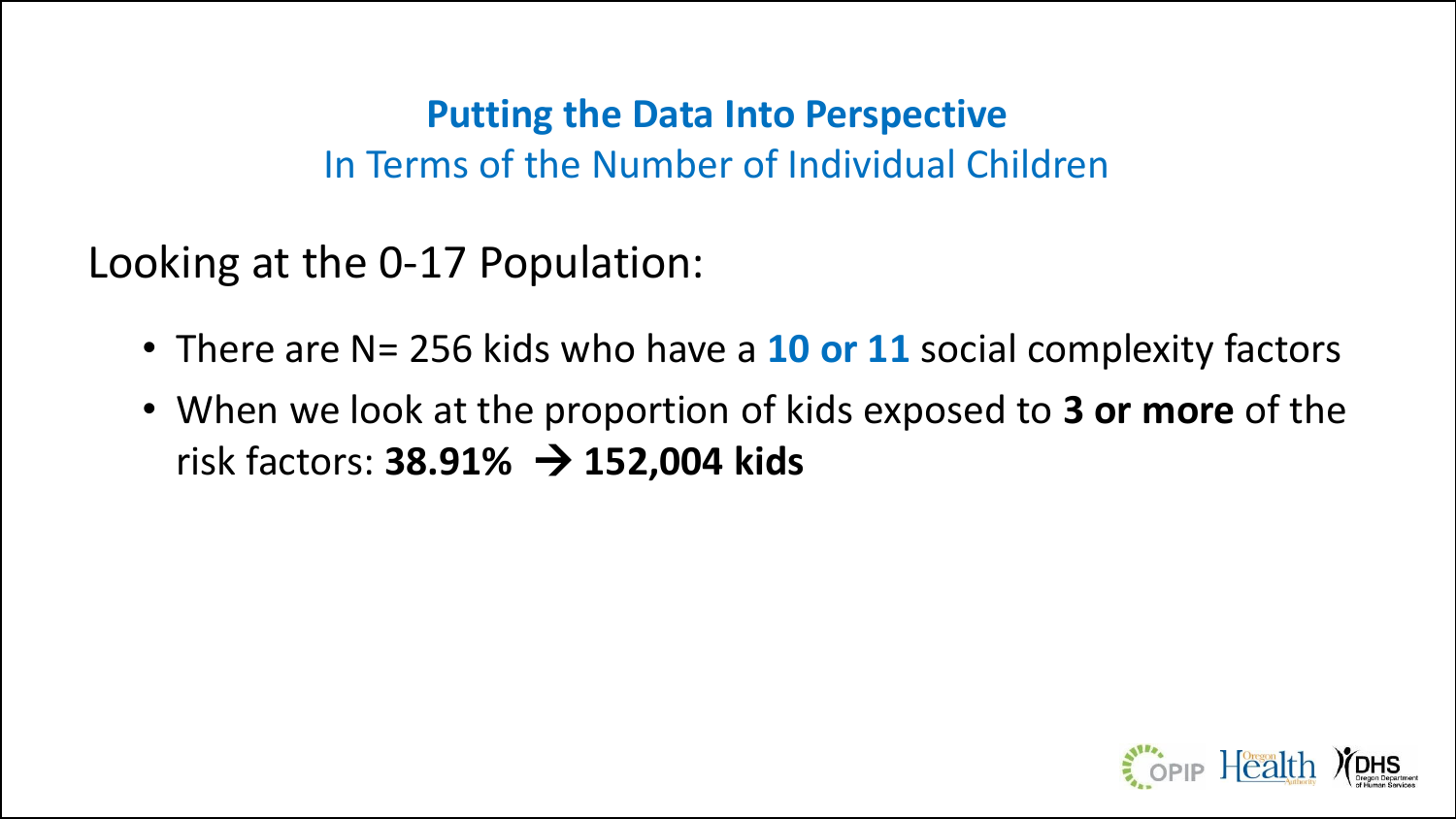## Putting the Data Into Perspective

In Terms of the Number of Individual Children

Looking at the 0-17 Population:

- There are N= 256 kids who have a **10 or 11** social complexity factors
- When we look at the proportion of kids exposed to **3 or more** of the risk factors: **38.91% → 152,004 kids**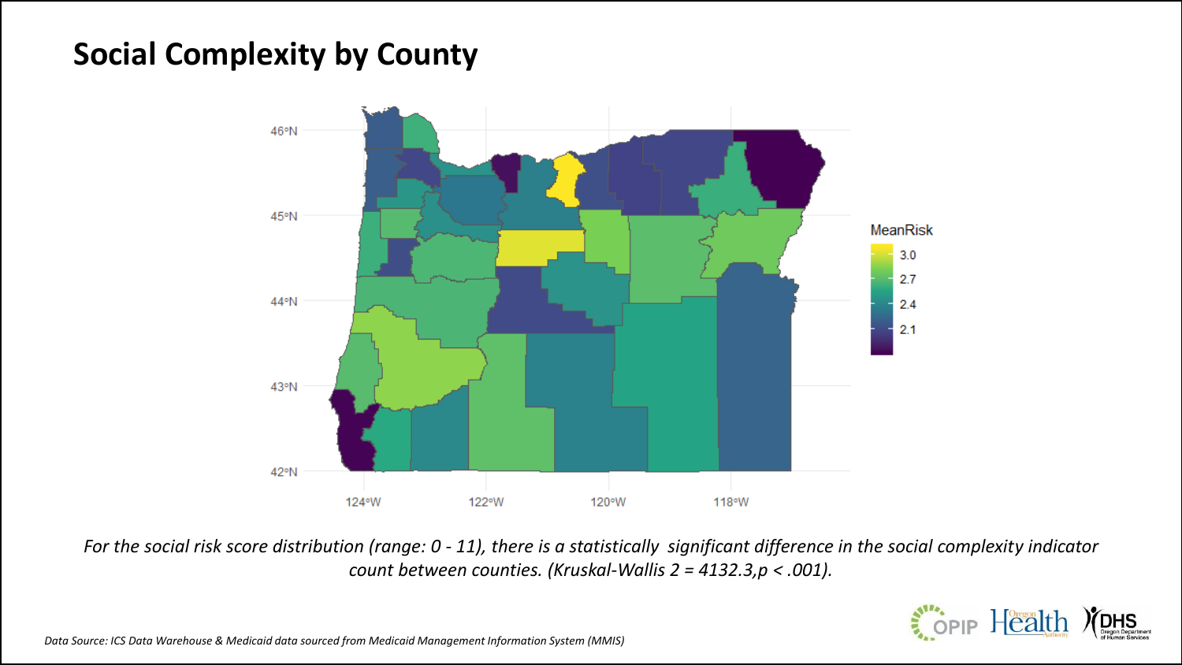# Social Complexity by County

*For the social risk score distribution (range: 0 - 11), there is a statistically significant difference in the social complexity indicator count between counties. (Kruskal-Wallis 2 = 4132.3,p < .001).*

*Data Source: ICS Data Warehouse & Medicaid data sourced from Medicaid Management Information System (MMIS)*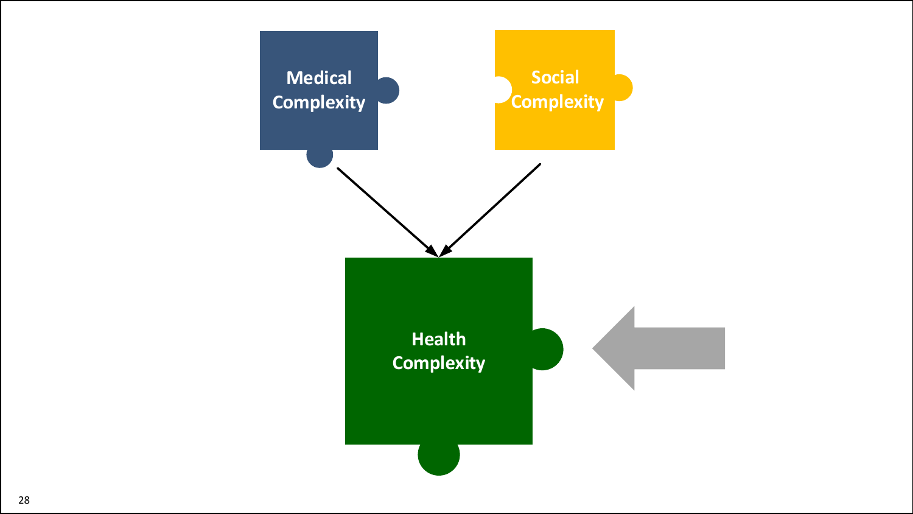Medical Complexity

Social Complexity

Health Complexity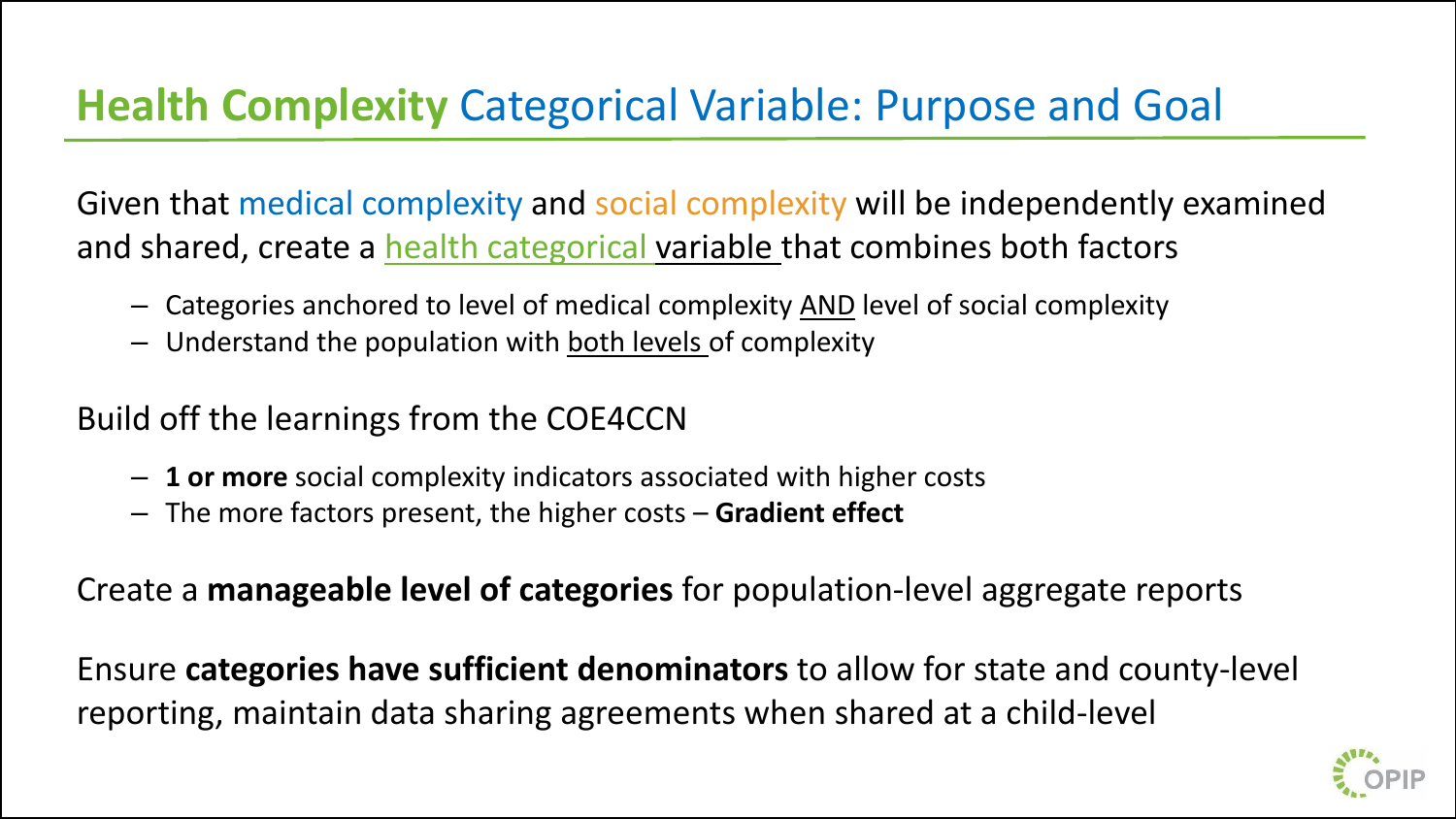# Health Complexity Categorical Variable: Purpose and Goal

Given that medical complexity and social complexity will be independently examined and shared, create a health categorical variable that combines both factors

- Categories anchored to level of medical complexity AND level of social complexity
- Understand the population with both levels of complexity

Build off the learnings from the COE4CCN

- **1 or more** social complexity indicators associated with higher costs
- The more factors present, the higher costs – **Gradient effect**

Create a **manageable level of categories** for population-level aggregate reports

Ensure **categories have sufficient denominators** to allow for state and county-level reporting, maintain data sharing agreements when shared at a child-level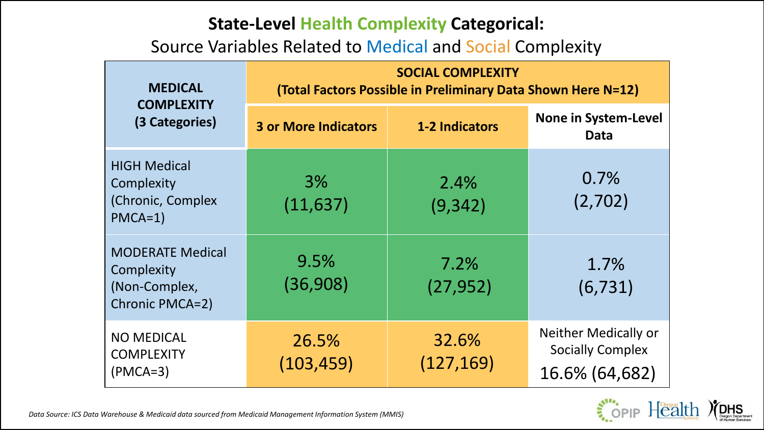# State-Level Health Complexity Categorical:

Source Variables Related to Medical and Social Complexity

| MEDICAL COMPLEXITY (3 Categories) | SOCIAL COMPLEXITY (Total Factors Possible in Preliminary Data Shown Here N=12) | | |
|---|---|---|---|
| | 3 or More Indicators | 1-2 Indicators | None in System-Level Data |
| HIGH Medical Complexity (Chronic, Complex PMCA=1) | 3% (11,637) | 2.4% (9,342) | 0.7% (2,702) |
| MODERATE Medical Complexity (Non-Complex, Chronic PMCA=2) | 9.5% (36,908) | 7.2% (27,952) | 1.7% (6,731) |
| NO MEDICAL COMPLEXITY (PMCA=3) | 26.5% (103,459) | 32.6% (127,169) | Neither Medically or Socially Complex 16.6% (64,682) |

*Data Source: ICS Data Warehouse & Medicaid data sourced from Medicaid Management Information System (MMIS)*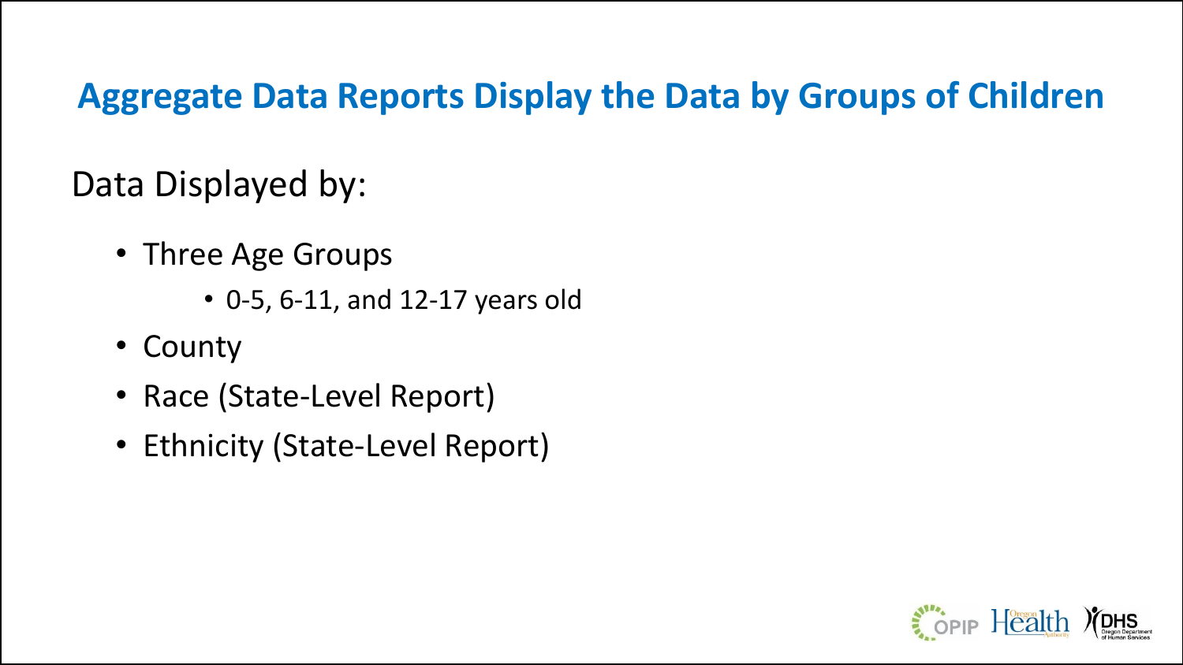# Aggregate Data Reports Display the Data by Groups of Children

Data Displayed by:

- Three Age Groups
  - 0-5, 6-11, and 12-17 years old
- County
- Race (State-Level Report)
- Ethnicity (State-Level Report)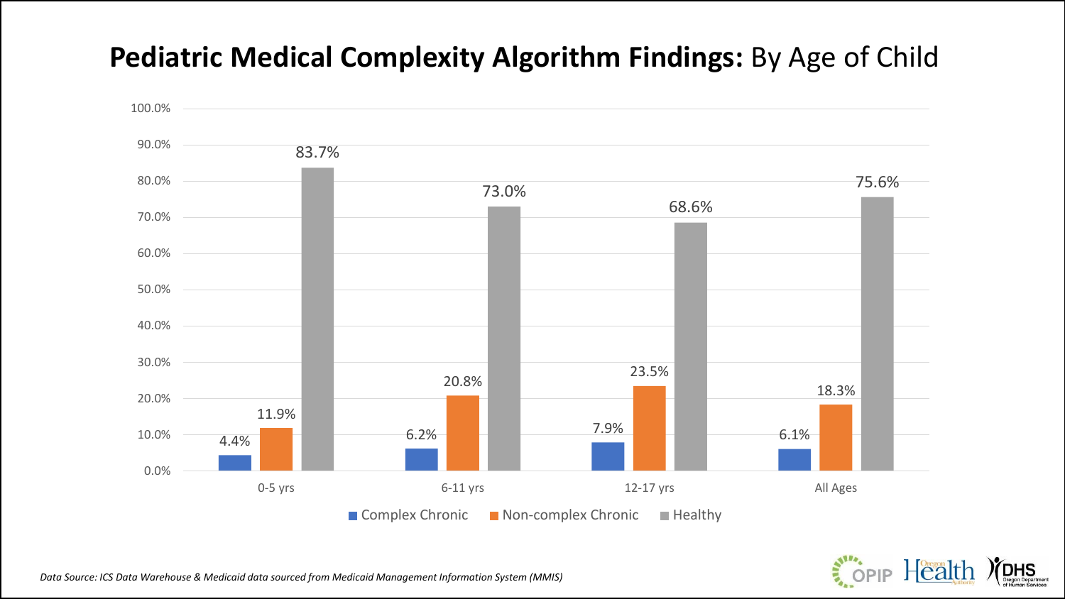# **Pediatric Medical Complexity Algorithm Findings:** By Age of Child

| | 0-5 yrs | 6-11 yrs | 12-17 yrs | All Ages |
|---|---|---|---|---|
| Complex Chronic | 4.4% | 6.2% | 7.9% | 6.1% |
| Non-complex Chronic | 11.9% | 20.8% | 23.5% | 18.3% |
| Healthy | 83.7% | 73.0% | 68.6% | 75.6% |

*Data Source: ICS Data Warehouse & Medicaid data sourced from Medicaid Management Information System (MMIS)*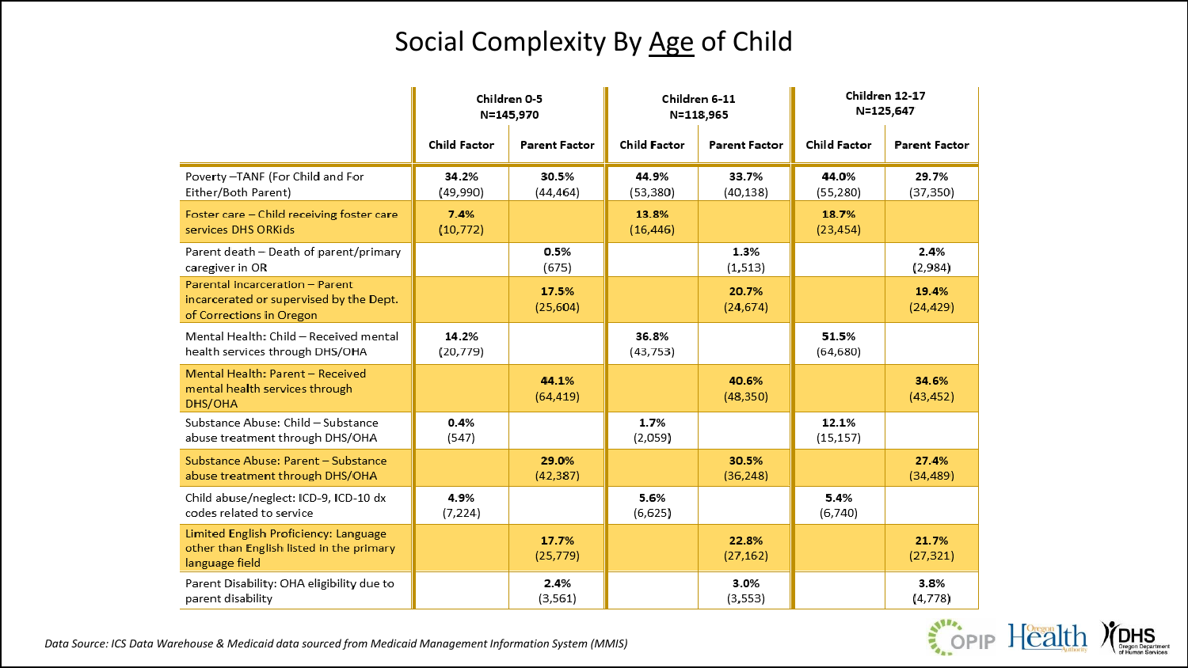# Social Complexity By Age of Child

| | Children 0-5 N=145,970 | | Children 6-11 N=118,965 | | Children 12-17 N=125,647 | |
|---|---|---|---|---|---|---|
| | Child Factor | Parent Factor | Child Factor | Parent Factor | Child Factor | Parent Factor |
| Poverty –TANF (For Child and For Either/Both Parent) | **34.2%** (49,990) | **30.5%** (44,464) | **44.9%** (53,380) | **33.7%** (40,138) | **44.0%** (55,280) | **29.7%** (37,350) |
| Foster care – Child receiving foster care services DHS ORKids | **7.4%** (10,772) | | **13.8%** (16,446) | | **18.7%** (23,454) | |
| Parent death – Death of parent/primary caregiver in OR | | **0.5%** (675) | | **1.3%** (1,513) | | **2.4%** (2,984) |
| Parental incarceration – Parent incarcerated or supervised by the Dept. of Corrections in Oregon | | **17.5%** (25,604) | | **20.7%** (24,674) | | **19.4%** (24,429) |
| Mental Health: Child – Received mental health services through DHS/OHA | **14.2%** (20,779) | | **36.8%** (43,753) | | **51.5%** (64,680) | |
| Mental Health: Parent – Received mental health services through DHS/OHA | | **44.1%** (64,419) | | **40.6%** (48,350) | | **34.6%** (43,452) |
| Substance Abuse: Child – Substance abuse treatment through DHS/OHA | **0.4%** (547) | | **1.7%** (2,059) | | **12.1%** (15,157) | |
| Substance Abuse: Parent – Substance abuse treatment through DHS/OHA | | **29.0%** (42,387) | | **30.5%** (36,248) | | **27.4%** (34,489) |
| Child abuse/neglect: ICD-9, ICD-10 dx codes related to service | **4.9%** (7,224) | | **5.6%** (6,625) | | **5.4%** (6,740) | |
| Limited English Proficiency: Language other than English listed in the primary language field | | **17.7%** (25,779) | | **22.8%** (27,162) | | **21.7%** (27,321) |
| Parent Disability: OHA eligibility due to parent disability | | **2.4%** (3,561) | | **3.0%** (3,553) | | **3.8%** (4,778) |

*Data Source: ICS Data Warehouse & Medicaid data sourced from Medicaid Management Information System (MMIS)*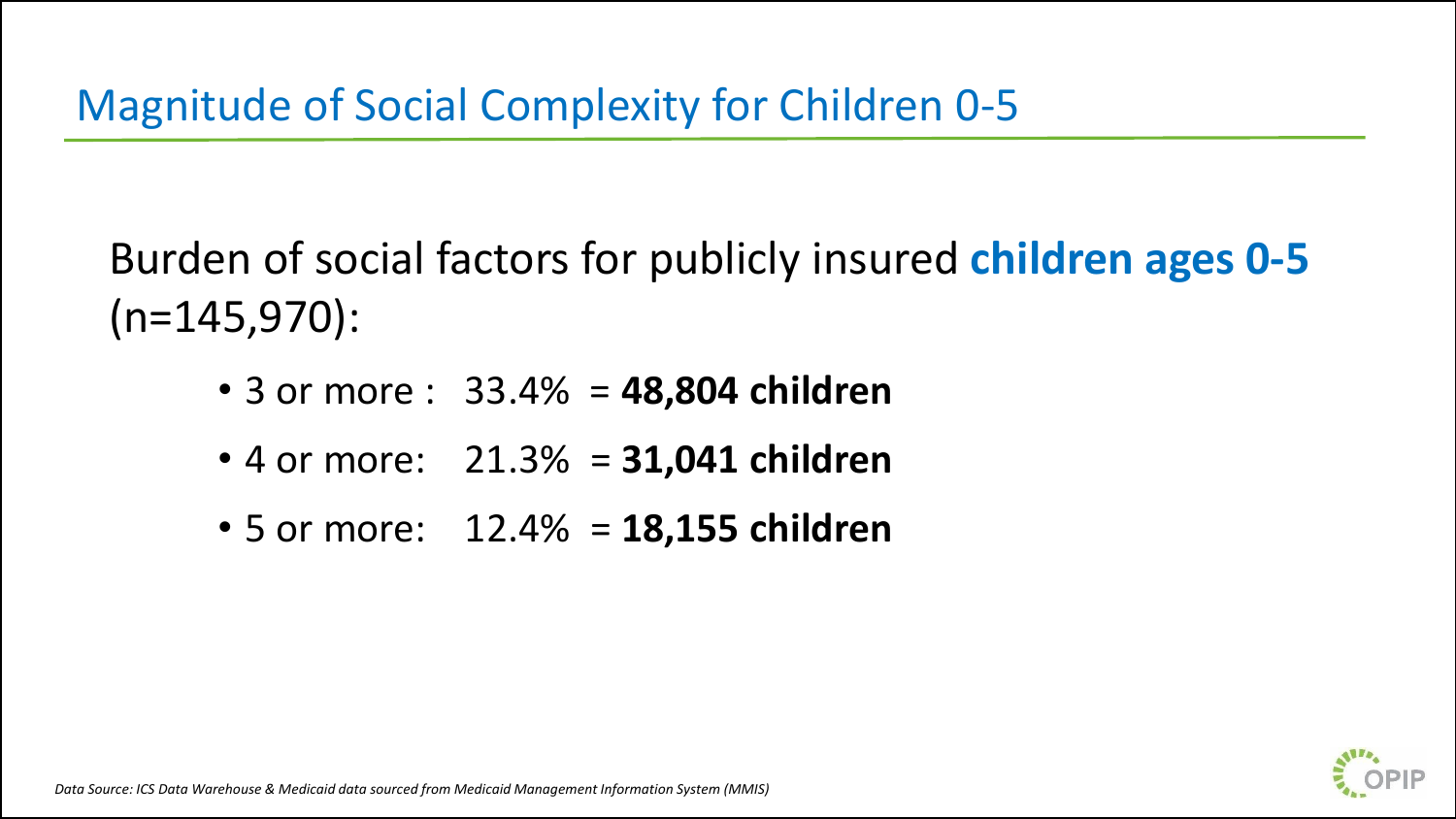# Magnitude of Social Complexity for Children 0-5

Burden of social factors for publicly insured **children ages 0-5** (n=145,970):

- 3 or more : 33.4% = **48,804 children**
- 4 or more: 21.3% = **31,041 children**
- 5 or more: 12.4% = **18,155 children**

*Data Source: ICS Data Warehouse & Medicaid data sourced from Medicaid Management Information System (MMIS)*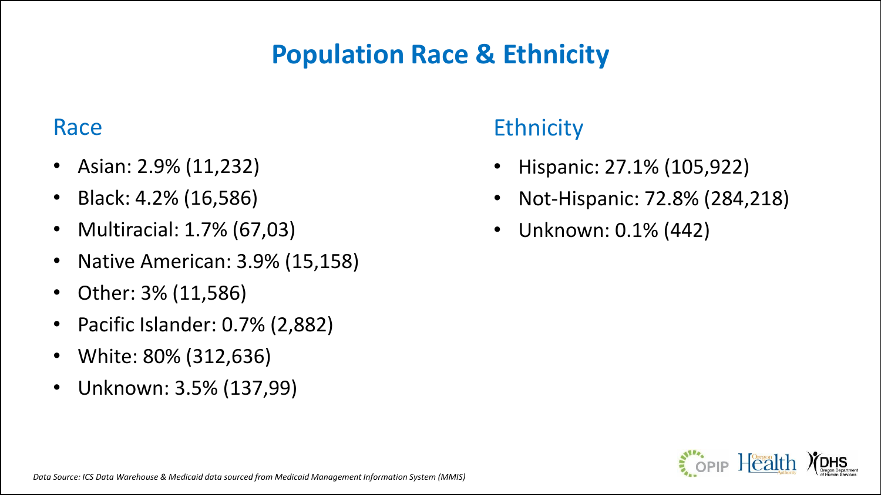# Population Race & Ethnicity

## Race

- Asian: 2.9% (11,232)
- Black: 4.2% (16,586)
- Multiracial: 1.7% (67,03)
- Native American: 3.9% (15,158)
- Other: 3% (11,586)
- Pacific Islander: 0.7% (2,882)
- White: 80% (312,636)
- Unknown: 3.5% (137,99)

## Ethnicity

- Hispanic: 27.1% (105,922)
- Not-Hispanic: 72.8% (284,218)
- Unknown: 0.1% (442)

*Data Source: ICS Data Warehouse & Medicaid data sourced from Medicaid Management Information System (MMIS)*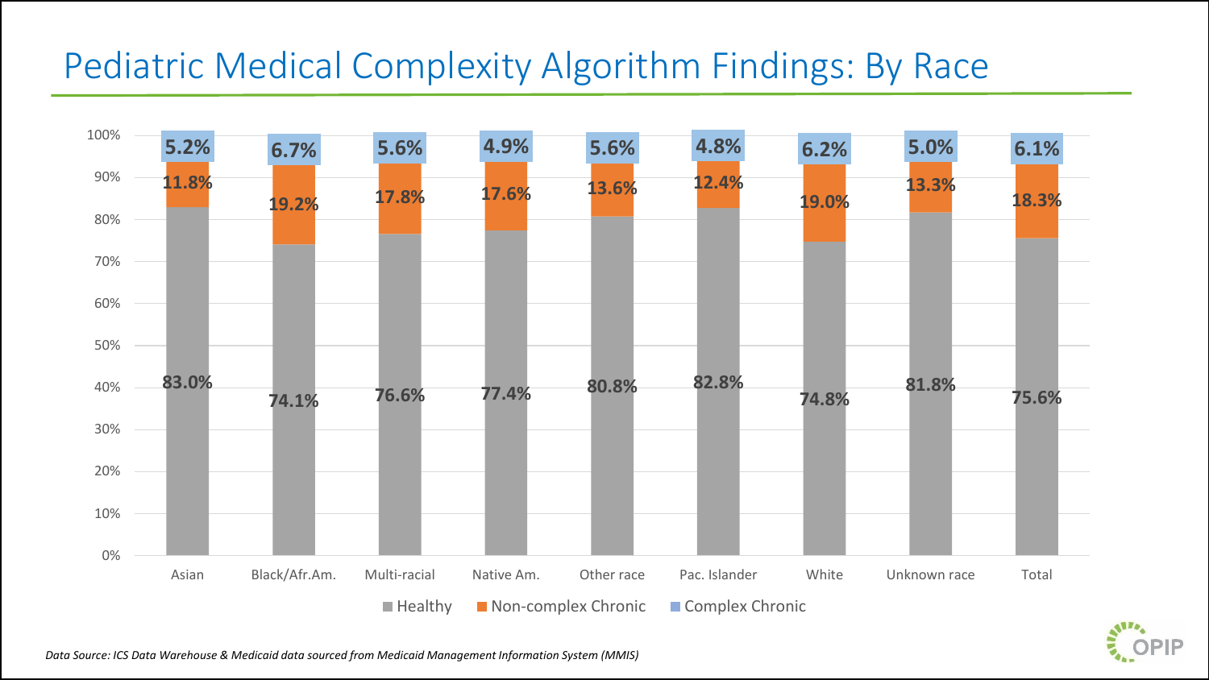# Pediatric Medical Complexity Algorithm Findings: By Race

| | Asian | Black/Afr.Am. | Multi-racial | Native Am. | Other race | Pac. Islander | White | Unknown race | Total |
|---|---|---|---|---|---|---|---|---|---|
| Healthy | 83.0% | 74.1% | 76.6% | 77.4% | 80.8% | 82.8% | 74.8% | 81.8% | 75.6% |
| Non-complex Chronic | 11.8% | 19.2% | 17.8% | 17.6% | 13.6% | 12.4% | 19.0% | 13.3% | 18.3% |
| Complex Chronic | 5.2% | 6.7% | 5.6% | 4.9% | 5.6% | 4.8% | 6.2% | 5.0% | 6.1% |

*Data Source: ICS Data Warehouse & Medicaid data sourced from Medicaid Management Information System (MMIS)*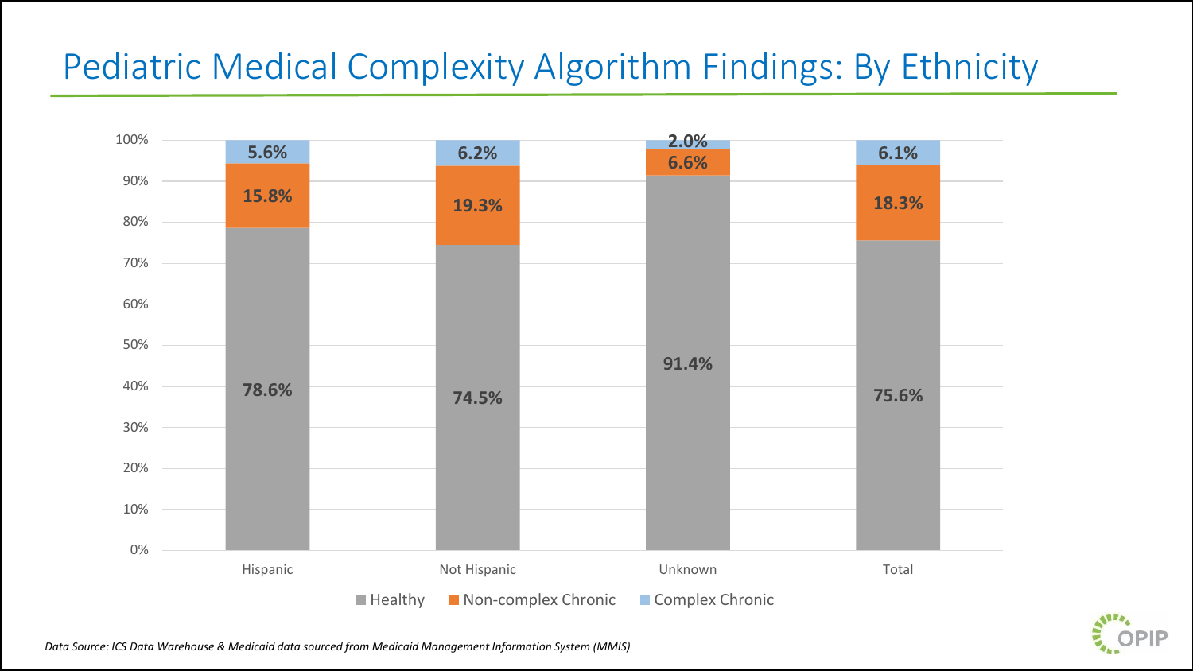# Pediatric Medical Complexity Algorithm Findings: By Ethnicity

| | Hispanic | Not Hispanic | Unknown | Total |
|---|---|---|---|---|
| Healthy | 78.6% | 74.5% | 91.4% | 75.6% |
| Non-complex Chronic | 15.8% | 19.3% | 6.6% | 18.3% |
| Complex Chronic | 5.6% | 6.2% | 2.0% | 6.1% |

*Data Source: ICS Data Warehouse & Medicaid data sourced from Medicaid Management Information System (MMIS)*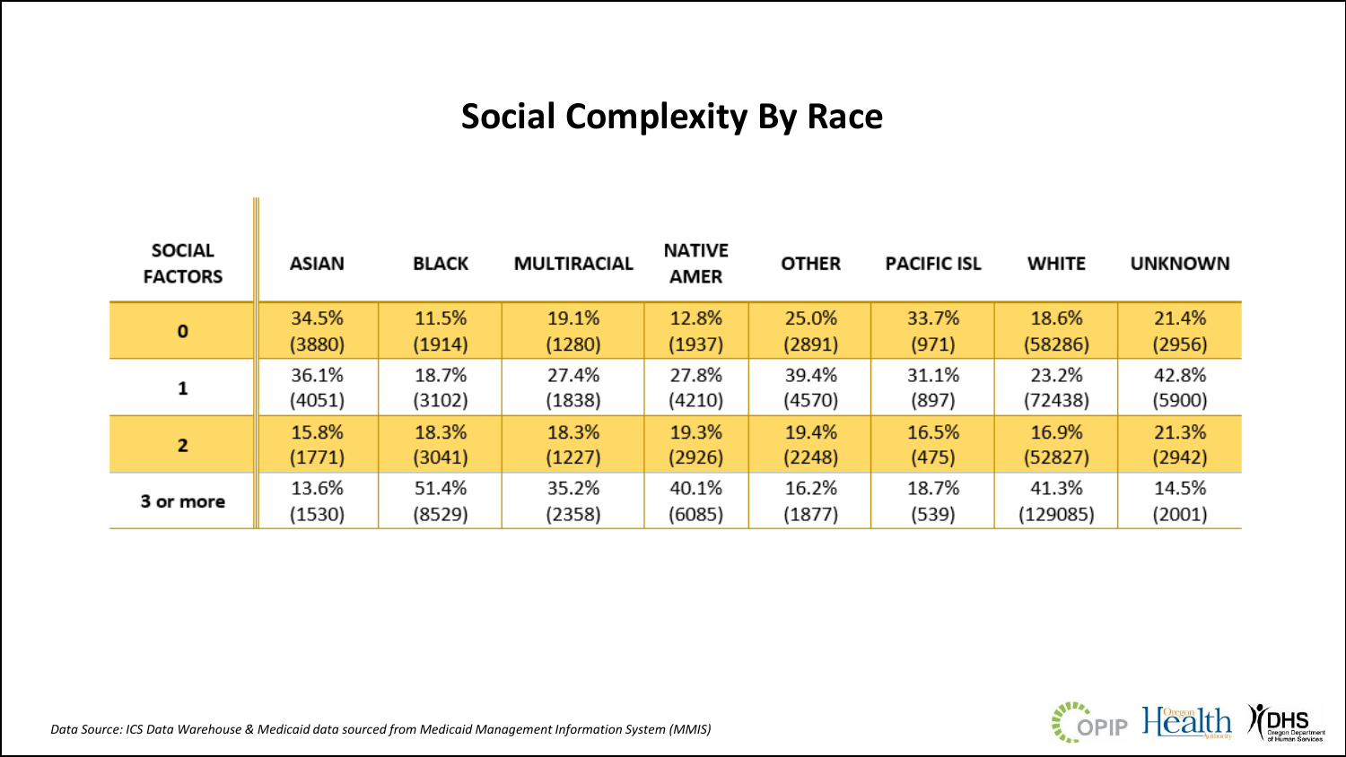# Social Complexity By Race

| SOCIAL FACTORS | ASIAN | BLACK | MULTIRACIAL | NATIVE AMER | OTHER | PACIFIC ISL | WHITE | UNKNOWN |
|---|---|---|---|---|---|---|---|---|
| **0** | 34.5% (3880) | 11.5% (1914) | 19.1% (1280) | 12.8% (1937) | 25.0% (2891) | 33.7% (971) | 18.6% (58286) | 21.4% (2956) |
| **1** | 36.1% (4051) | 18.7% (3102) | 27.4% (1838) | 27.8% (4210) | 39.4% (4570) | 31.1% (897) | 23.2% (72438) | 42.8% (5900) |
| **2** | 15.8% (1771) | 18.3% (3041) | 18.3% (1227) | 19.3% (2926) | 19.4% (2248) | 16.5% (475) | 16.9% (52827) | 21.3% (2942) |
| **3 or more** | 13.6% (1530) | 51.4% (8529) | 35.2% (2358) | 40.1% (6085) | 16.2% (1877) | 18.7% (539) | 41.3% (129085) | 14.5% (2001) |

*Data Source: ICS Data Warehouse & Medicaid data sourced from Medicaid Management Information System (MMIS)*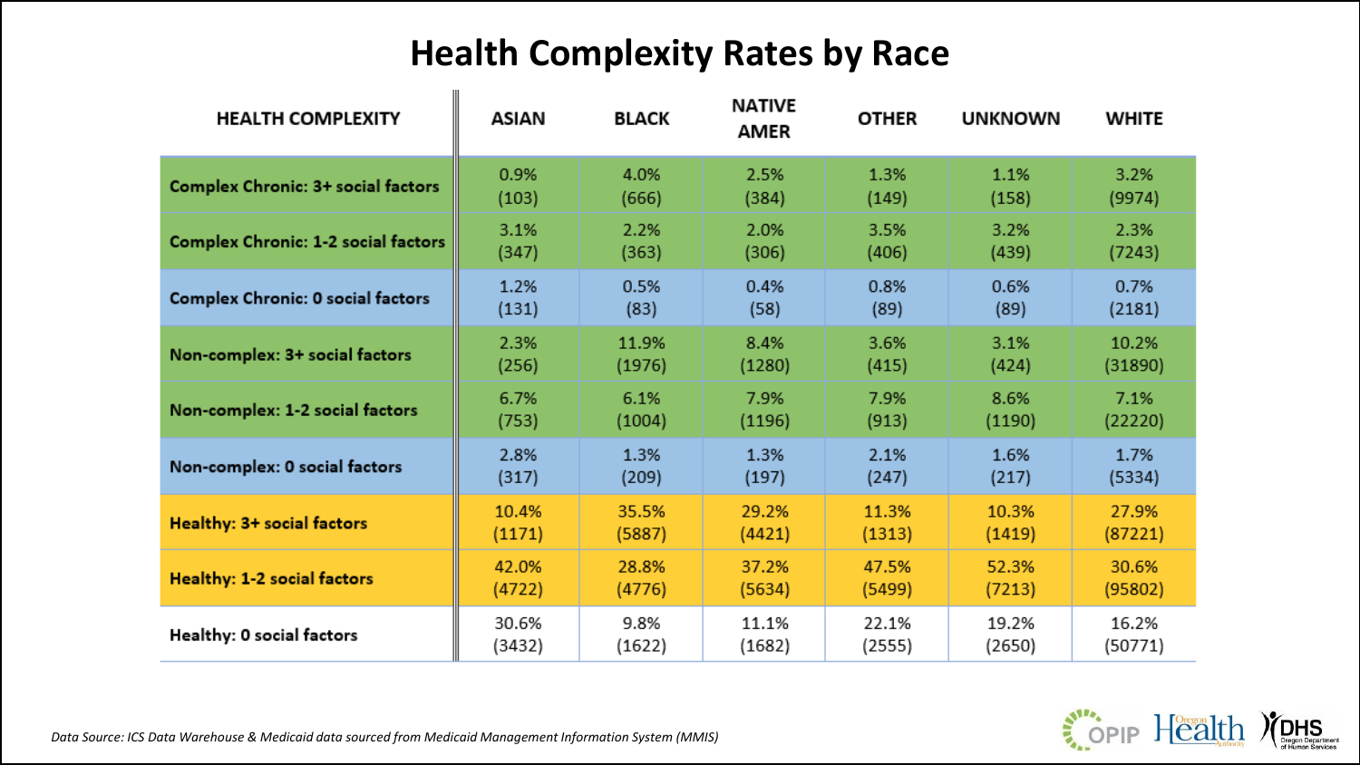# Health Complexity Rates by Race

| HEALTH COMPLEXITY | ASIAN | BLACK | NATIVE AMER | OTHER | UNKNOWN | WHITE |
|---|---|---|---|---|---|---|
| **Complex Chronic: 3+ social factors** | 0.9% (103) | 4.0% (666) | 2.5% (384) | 1.3% (149) | 1.1% (158) | 3.2% (9974) |
| **Complex Chronic: 1-2 social factors** | 3.1% (347) | 2.2% (363) | 2.0% (306) | 3.5% (406) | 3.2% (439) | 2.3% (7243) |
| **Complex Chronic: 0 social factors** | 1.2% (131) | 0.5% (83) | 0.4% (58) | 0.8% (89) | 0.6% (89) | 0.7% (2181) |
| **Non-complex: 3+ social factors** | 2.3% (256) | 11.9% (1976) | 8.4% (1280) | 3.6% (415) | 3.1% (424) | 10.2% (31890) |
| **Non-complex: 1-2 social factors** | 6.7% (753) | 6.1% (1004) | 7.9% (1196) | 7.9% (913) | 8.6% (1190) | 7.1% (22220) |
| **Non-complex: 0 social factors** | 2.8% (317) | 1.3% (209) | 1.3% (197) | 2.1% (247) | 1.6% (217) | 1.7% (5334) |
| **Healthy: 3+ social factors** | 10.4% (1171) | 35.5% (5887) | 29.2% (4421) | 11.3% (1313) | 10.3% (1419) | 27.9% (87221) |
| **Healthy: 1-2 social factors** | 42.0% (4722) | 28.8% (4776) | 37.2% (5634) | 47.5% (5499) | 52.3% (7213) | 30.6% (95802) |
| **Healthy: 0 social factors** | 30.6% (3432) | 9.8% (1622) | 11.1% (1682) | 22.1% (2555) | 19.2% (2650) | 16.2% (50771) |

*Data Source: ICS Data Warehouse & Medicaid data sourced from Medicaid Management Information System (MMIS)*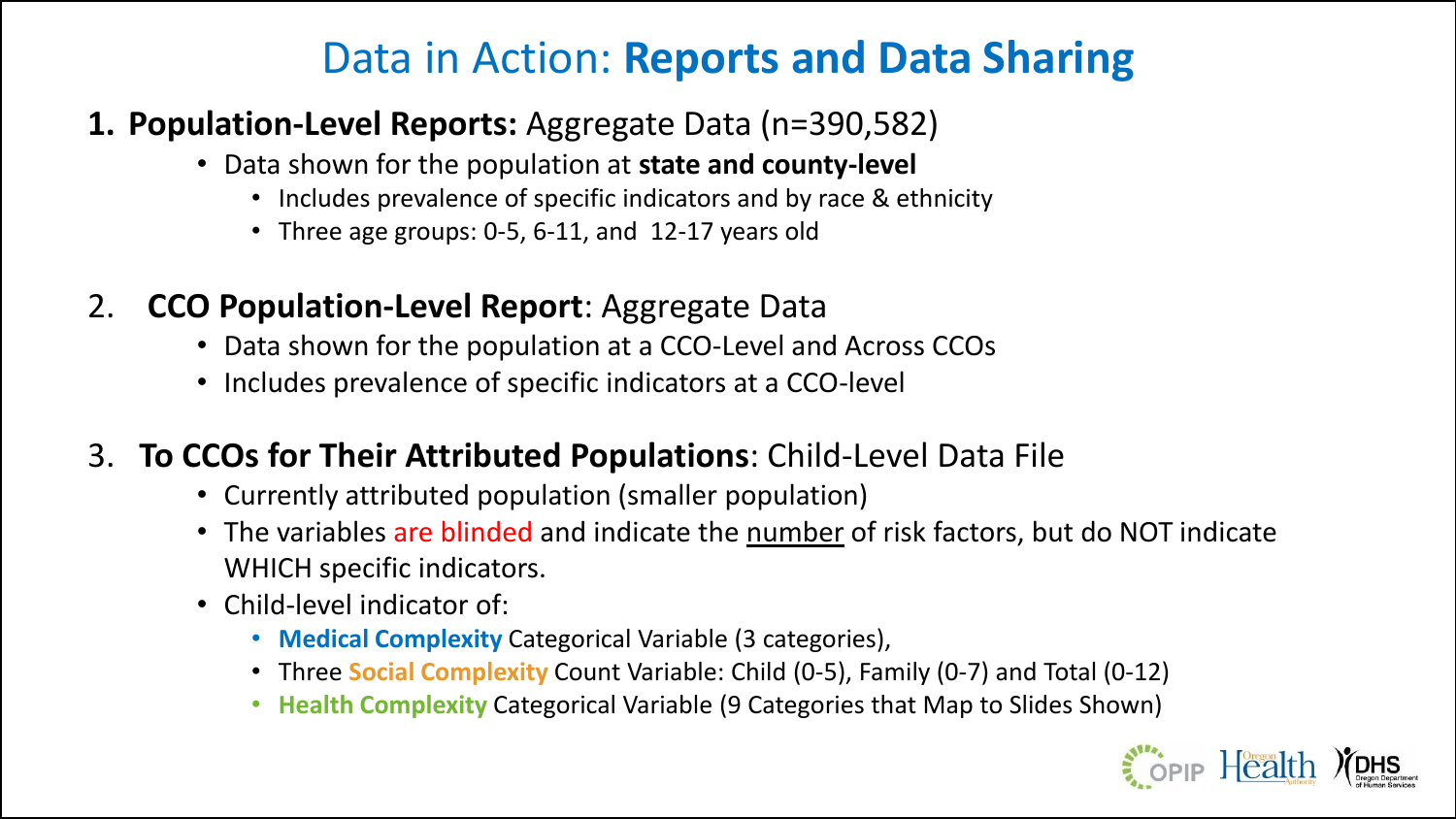# Data in Action: **Reports and Data Sharing**

1. **Population-Level Reports:** Aggregate Data (n=390,582)
   - Data shown for the population at **state and county-level**
     - Includes prevalence of specific indicators and by race & ethnicity
     - Three age groups: 0-5, 6-11, and 12-17 years old

2. **CCO Population-Level Report**: Aggregate Data
   - Data shown for the population at a CCO-Level and Across CCOs
   - Includes prevalence of specific indicators at a CCO-level

3. **To CCOs for Their Attributed Populations**: Child-Level Data File
   - Currently attributed population (smaller population)
   - The variables are blinded and indicate the number of risk factors, but do NOT indicate WHICH specific indicators.
   - Child-level indicator of:
     - **Medical Complexity** Categorical Variable (3 categories),
     - Three **Social Complexity** Count Variable: Child (0-5), Family (0-7) and Total (0-12)
     - **Health Complexity** Categorical Variable (9 Categories that Map to Slides Shown)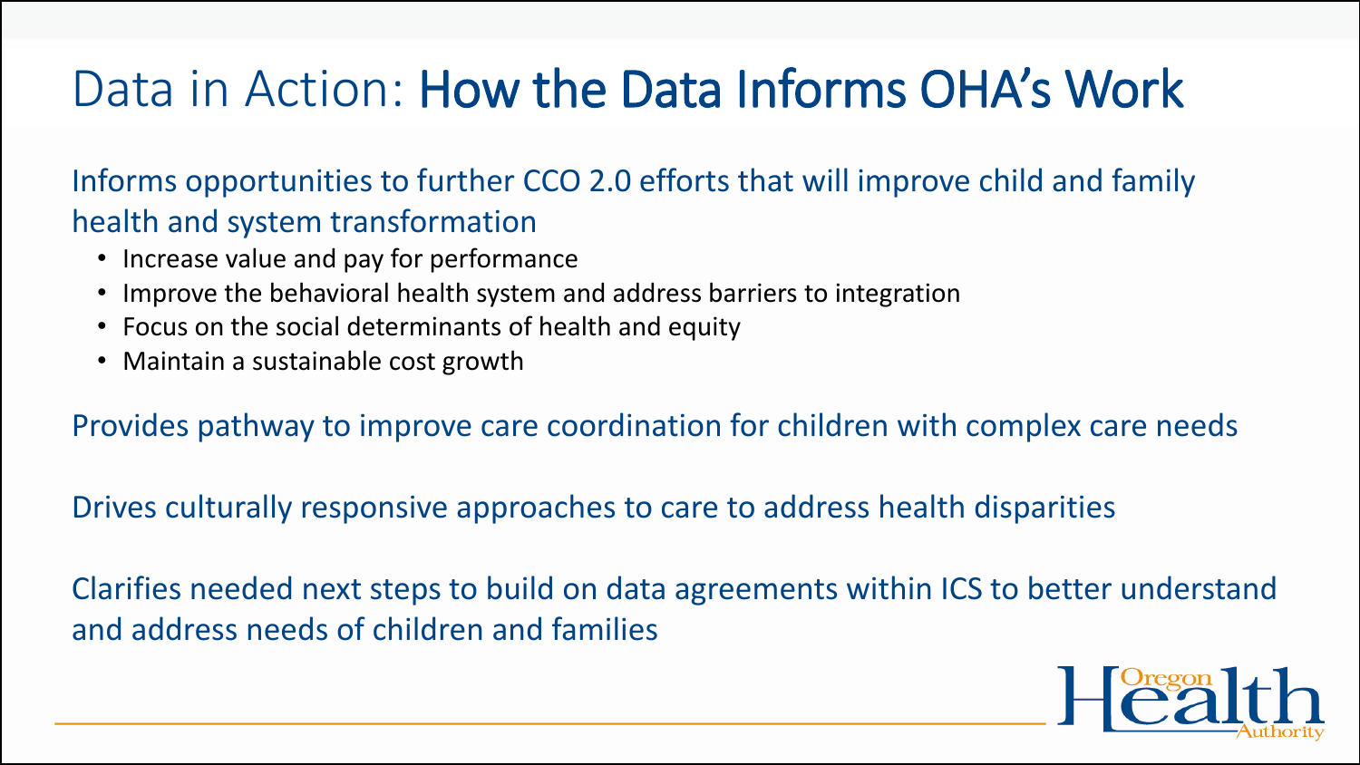# Data in Action: How the Data Informs OHA's Work

Informs opportunities to further CCO 2.0 efforts that will improve child and family health and system transformation

- Increase value and pay for performance
- Improve the behavioral health system and address barriers to integration
- Focus on the social determinants of health and equity
- Maintain a sustainable cost growth

Provides pathway to improve care coordination for children with complex care needs

Drives culturally responsive approaches to care to address health disparities

Clarifies needed next steps to build on data agreements within ICS to better understand and address needs of children and families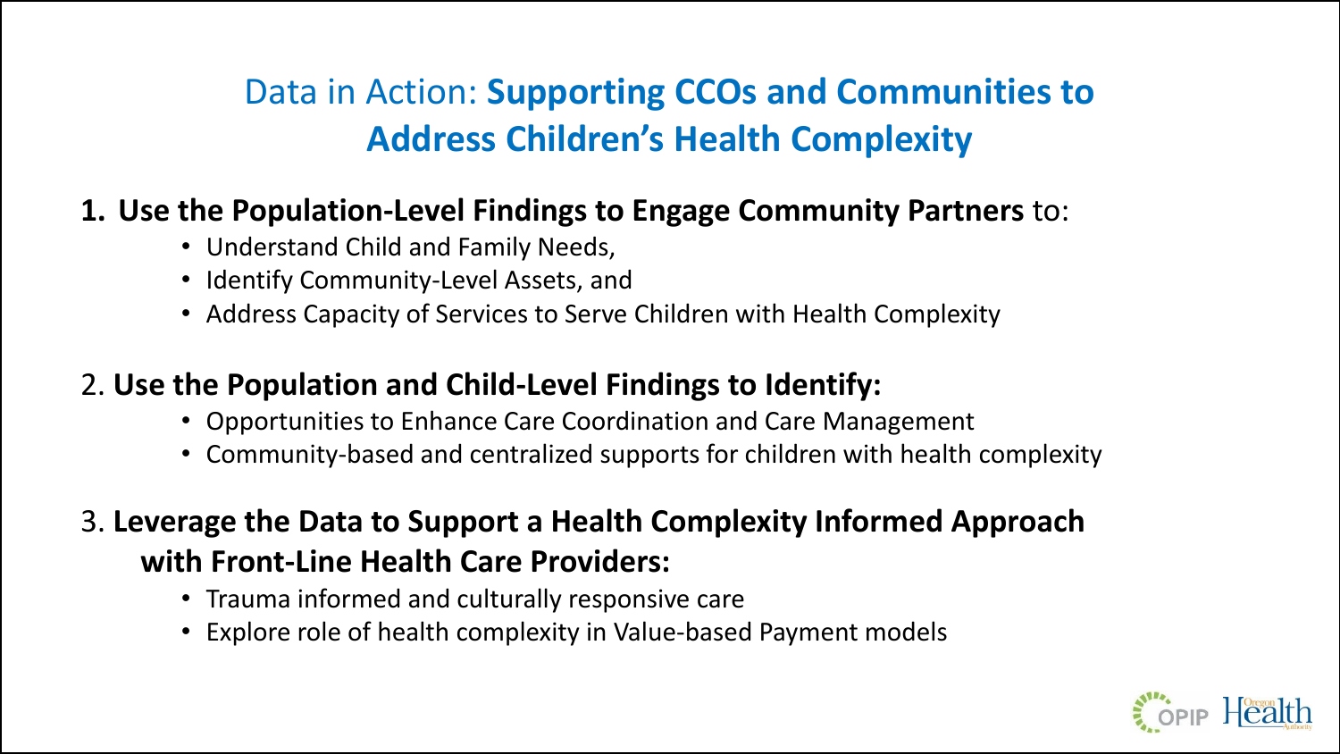# Data in Action: **Supporting CCOs and Communities to Address Children's Health Complexity**

1. **Use the Population-Level Findings to Engage Community Partners** to:
   - Understand Child and Family Needs,
   - Identify Community-Level Assets, and
   - Address Capacity of Services to Serve Children with Health Complexity

2. **Use the Population and Child-Level Findings to Identify:**
   - Opportunities to Enhance Care Coordination and Care Management
   - Community-based and centralized supports for children with health complexity

3. **Leverage the Data to Support a Health Complexity Informed Approach with Front-Line Health Care Providers:**
   - Trauma informed and culturally responsive care
   - Explore role of health complexity in Value-based Payment models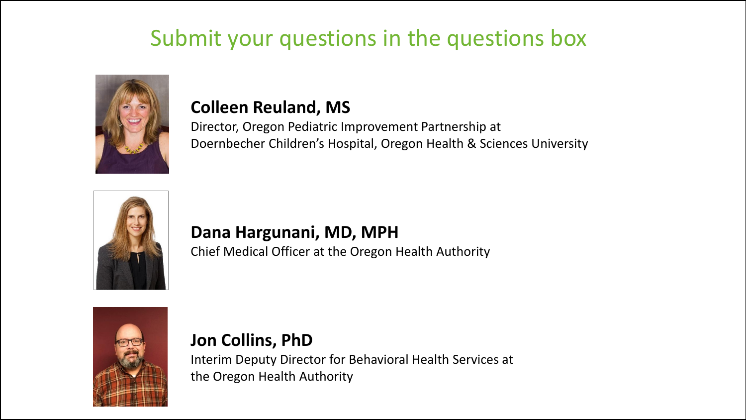# Submit your questions in the questions box

**Colleen Reuland, MS**
Director, Oregon Pediatric Improvement Partnership at
Doernbecher Children's Hospital, Oregon Health & Sciences University

**Dana Hargunani, MD, MPH**
Chief Medical Officer at the Oregon Health Authority

**Jon Collins, PhD**
Interim Deputy Director for Behavioral Health Services at
the Oregon Health Authority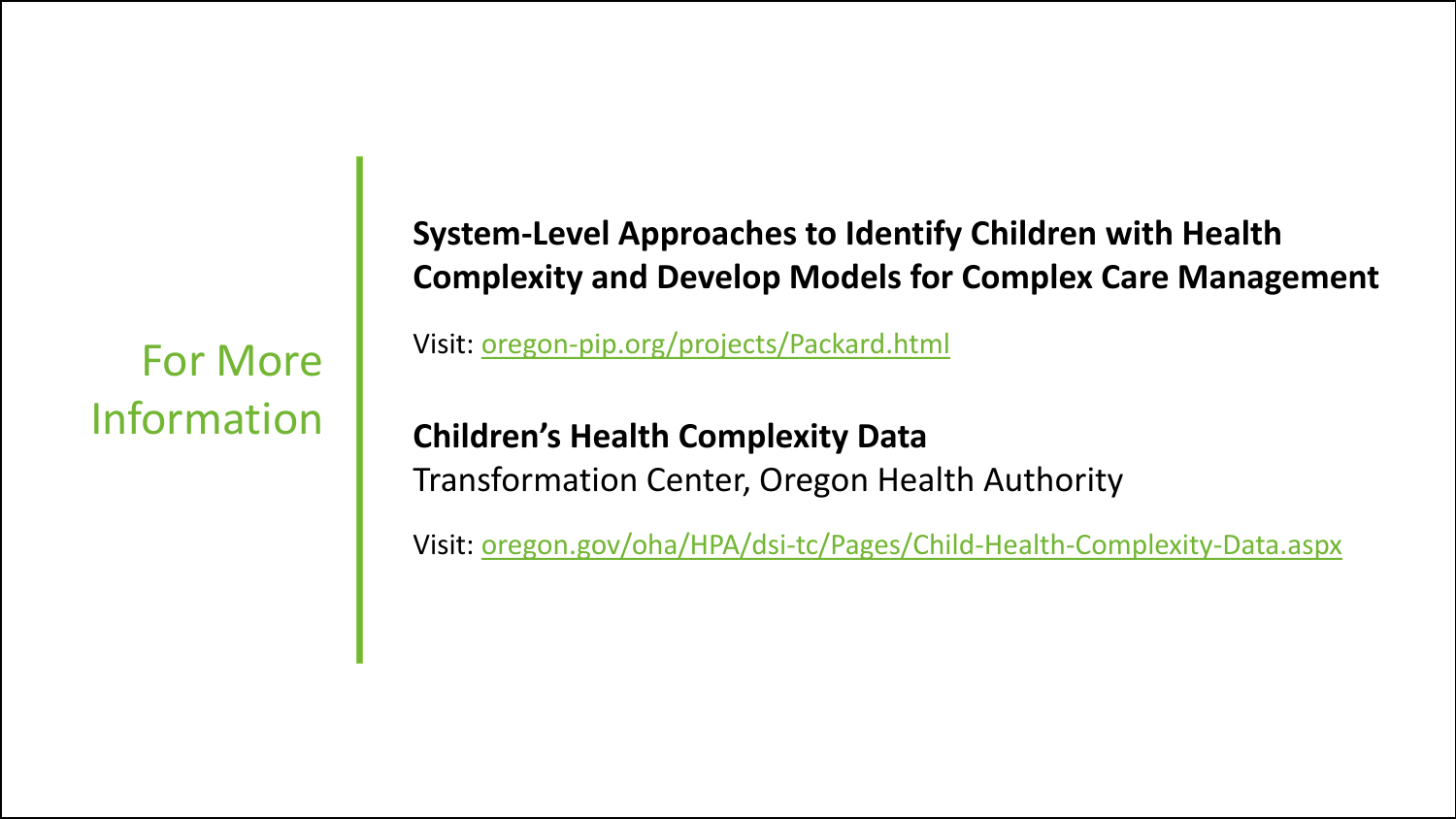# For More Information

**System-Level Approaches to Identify Children with Health Complexity and Develop Models for Complex Care Management**

Visit: oregon-pip.org/projects/Packard.html

**Children's Health Complexity Data**
Transformation Center, Oregon Health Authority

Visit: oregon.gov/oha/HPA/dsi-tc/Pages/Child-Health-Complexity-Data.aspx